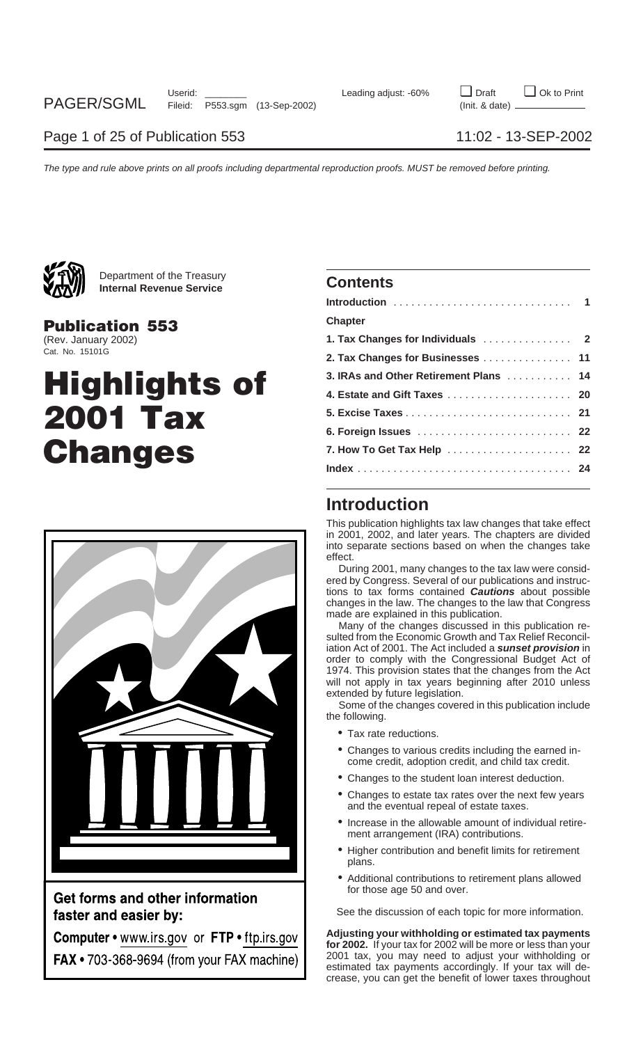Department of the Treasury
**Internal Revenue Service**

# Publication 553

(Rev. January 2002)
Cat. No. 15101G

# Highlights of 2001 Tax Changes

**Get forms and other information faster and easier by:**

**Computer** • www.irs.gov or **FTP** • ftp.irs.gov

**FAX** • 703-368-9694 (from your FAX machine)

## Contents

| | |
|---|---|
| **Introduction** | **1** |
| **Chapter** | |
| **1. Tax Changes for Individuals** | **2** |
| **2. Tax Changes for Businesses** | **11** |
| **3. IRAs and Other Retirement Plans** | **14** |
| **4. Estate and Gift Taxes** | **20** |
| **5. Excise Taxes** | **21** |
| **6. Foreign Issues** | **22** |
| **7. How To Get Tax Help** | **22** |
| **Index** | **24** |

## Introduction

This publication highlights tax law changes that take effect in 2001, 2002, and later years. The chapters are divided into separate sections based on when the changes take effect.

During 2001, many changes to the tax law were considered by Congress. Several of our publications and instructions to tax forms contained ***Cautions*** about possible changes in the law. The changes to the law that Congress made are explained in this publication.

Many of the changes discussed in this publication resulted from the Economic Growth and Tax Relief Reconciliation Act of 2001. The Act included a ***sunset provision*** in order to comply with the Congressional Budget Act of 1974. This provision states that the changes from the Act will not apply in tax years beginning after 2010 unless extended by future legislation.

Some of the changes covered in this publication include the following.

- Tax rate reductions.
- Changes to various credits including the earned income credit, adoption credit, and child tax credit.
- Changes to the student loan interest deduction.
- Changes to estate tax rates over the next few years and the eventual repeal of estate taxes.
- Increase in the allowable amount of individual retirement arrangement (IRA) contributions.
- Higher contribution and benefit limits for retirement plans.
- Additional contributions to retirement plans allowed for those age 50 and over.

See the discussion of each topic for more information.

**Adjusting your withholding or estimated tax payments for 2002.** If your tax for 2002 will be more or less than your 2001 tax, you may need to adjust your withholding or estimated tax payments accordingly. If your tax will decrease, you can get the benefit of lower taxes throughout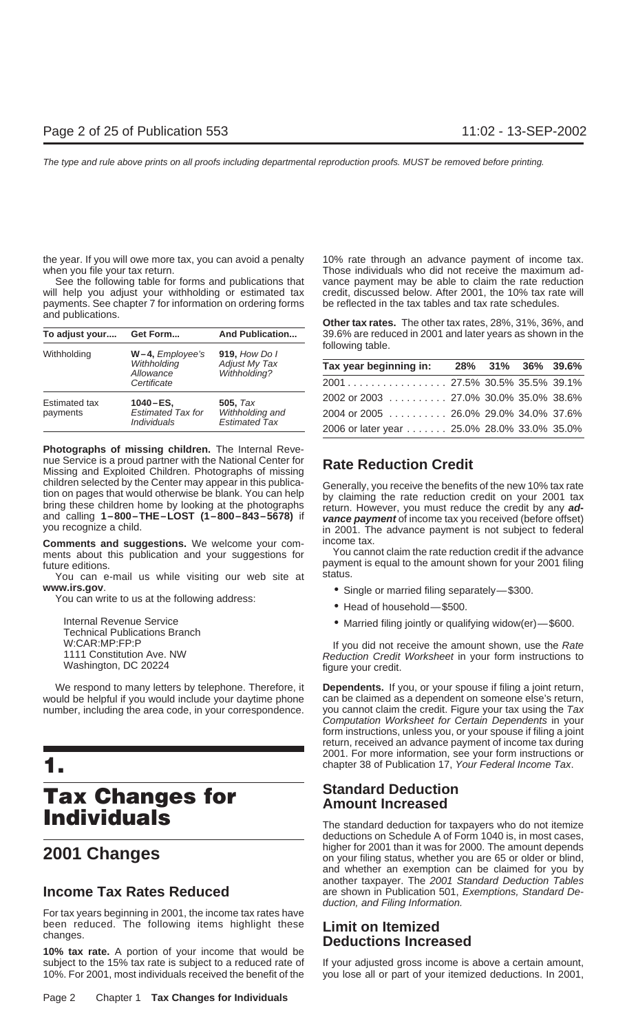the year. If you will owe more tax, you can avoid a penalty when you file your tax return.

See the following table for forms and publications that will help you adjust your withholding or estimated tax payments. See chapter 7 for information on ordering forms and publications.

| To adjust your... | Get Form... | And Publication... |
|---|---|---|
| Withholding | **W–4,** *Employee's Withholding Allowance Certificate* | **919,** *How Do I Adjust My Tax Withholding?* |
| Estimated tax payments | **1040–ES,** *Estimated Tax for Individuals* | **505,** *Tax Withholding and Estimated Tax* |

**Photographs of missing children.** The Internal Revenue Service is a proud partner with the National Center for Missing and Exploited Children. Photographs of missing children selected by the Center may appear in this publication on pages that would otherwise be blank. You can help bring these children home by looking at the photographs and calling **1–800–THE–LOST (1–800–843–5678)** if you recognize a child.

**Comments and suggestions.** We welcome your comments about this publication and your suggestions for future editions.

You can e-mail us while visiting our web site at **www.irs.gov**.

You can write to us at the following address:

Internal Revenue Service
Technical Publications Branch
W:CAR:MP:FP:P
1111 Constitution Ave. NW
Washington, DC 20224

We respond to many letters by telephone. Therefore, it would be helpful if you would include your daytime phone number, including the area code, in your correspondence.

# 1. Tax Changes for Individuals

## 2001 Changes

### Income Tax Rates Reduced

For tax years beginning in 2001, the income tax rates have been reduced. The following items highlight these changes.

**10% tax rate.** A portion of your income that would be subject to the 15% tax rate is subject to a reduced rate of 10%. For 2001, most individuals received the benefit of the 10% rate through an advance payment of income tax. Those individuals who did not receive the maximum advance payment may be able to claim the rate reduction credit, discussed below. After 2001, the 10% tax rate will be reflected in the tax tables and tax rate schedules.

**Other tax rates.** The other tax rates, 28%, 31%, 36%, and 39.6% are reduced in 2001 and later years as shown in the following table.

| Tax year beginning in: | 28% | 31% | 36% | 39.6% |
|---|---|---|---|---|
| 2001 | 27.5% | 30.5% | 35.5% | 39.1% |
| 2002 or 2003 | 27.0% | 30.0% | 35.0% | 38.6% |
| 2004 or 2005 | 26.0% | 29.0% | 34.0% | 37.6% |
| 2006 or later year | 25.0% | 28.0% | 33.0% | 35.0% |

### Rate Reduction Credit

Generally, you receive the benefits of the new 10% tax rate by claiming the rate reduction credit on your 2001 tax return. However, you must reduce the credit by any ***advance payment*** of income tax you received (before offset) in 2001. The advance payment is not subject to federal income tax.

You cannot claim the rate reduction credit if the advance payment is equal to the amount shown for your 2001 filing status.

- Single or married filing separately—$300.
- Head of household—$500.
- Married filing jointly or qualifying widow(er)—$600.

If you did not receive the amount shown, use the *Rate Reduction Credit Worksheet* in your form instructions to figure your credit.

**Dependents.** If you, or your spouse if filing a joint return, can be claimed as a dependent on someone else's return, you cannot claim the credit. Figure your tax using the *Tax Computation Worksheet for Certain Dependents* in your form instructions, unless you, or your spouse if filing a joint return, received an advance payment of income tax during 2001. For more information, see your form instructions or chapter 38 of Publication 17, *Your Federal Income Tax*.

### Standard Deduction Amount Increased

The standard deduction for taxpayers who do not itemize deductions on Schedule A of Form 1040 is, in most cases, higher for 2001 than it was for 2000. The amount depends on your filing status, whether you are 65 or older or blind, and whether an exemption can be claimed for you by another taxpayer. The *2001 Standard Deduction Tables* are shown in Publication 501, *Exemptions, Standard Deduction, and Filing Information.*

### Limit on Itemized Deductions Increased

If your adjusted gross income is above a certain amount, you lose all or part of your itemized deductions. In 2001,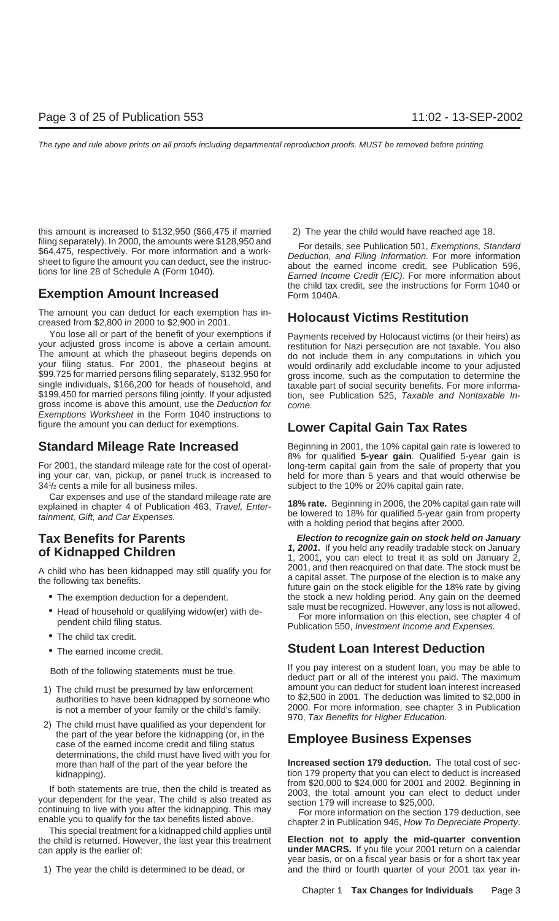this amount is increased to $132,950 ($66,475 if married filing separately). In 2000, the amounts were $128,950 and $64,475, respectively. For more information and a worksheet to figure the amount you can deduct, see the instructions for line 28 of Schedule A (Form 1040).

## Exemption Amount Increased

The amount you can deduct for each exemption has increased from $2,800 in 2000 to $2,900 in 2001.

You lose all or part of the benefit of your exemptions if your adjusted gross income is above a certain amount. The amount at which the phaseout begins depends on your filing status. For 2001, the phaseout begins at $99,725 for married persons filing separately, $132,950 for single individuals, $166,200 for heads of household, and $199,450 for married persons filing jointly. If your adjusted gross income is above this amount, use the *Deduction for Exemptions Worksheet* in the Form 1040 instructions to figure the amount you can deduct for exemptions.

## Standard Mileage Rate Increased

For 2001, the standard mileage rate for the cost of operating your car, van, pickup, or panel truck is increased to 34½ cents a mile for all business miles.

Car expenses and use of the standard mileage rate are explained in chapter 4 of Publication 463, *Travel, Entertainment, Gift, and Car Expenses.*

## Tax Benefits for Parents of Kidnapped Children

A child who has been kidnapped may still qualify you for the following tax benefits.

- The exemption deduction for a dependent.
- Head of household or qualifying widow(er) with dependent child filing status.
- The child tax credit.
- The earned income credit.

Both of the following statements must be true.

1) The child must be presumed by law enforcement authorities to have been kidnapped by someone who is not a member of your family or the child's family.
2) The child must have qualified as your dependent for the part of the year before the kidnapping (or, in the case of the earned income credit and filing status determinations, the child must have lived with you for more than half of the part of the year before the kidnapping).

If both statements are true, then the child is treated as your dependent for the year. The child is also treated as continuing to live with you after the kidnapping. This may enable you to qualify for the tax benefits listed above.

This special treatment for a kidnapped child applies until the child is returned. However, the last year this treatment can apply is the earlier of:

1) The year the child is determined to be dead, or
2) The year the child would have reached age 18.

For details, see Publication 501, *Exemptions, Standard Deduction, and Filing Information.* For more information about the earned income credit, see Publication 596, *Earned Income Credit (EIC).* For more information about the child tax credit, see the instructions for Form 1040 or Form 1040A.

## Holocaust Victims Restitution

Payments received by Holocaust victims (or their heirs) as restitution for Nazi persecution are not taxable. You also do not include them in any computations in which you would ordinarily add excludable income to your adjusted gross income, such as the computation to determine the taxable part of social security benefits. For more information, see Publication 525, *Taxable and Nontaxable Income.*

## Lower Capital Gain Tax Rates

Beginning in 2001, the 10% capital gain rate is lowered to 8% for qualified **5-year gain**. Qualified 5-year gain is long-term capital gain from the sale of property that you held for more than 5 years and that would otherwise be subject to the 10% or 20% capital gain rate.

**18% rate.** Beginning in 2006, the 20% capital gain rate will be lowered to 18% for qualified 5-year gain from property with a holding period that begins after 2000.

***Election to recognize gain on stock held on January 1, 2001.*** If you held any readily tradable stock on January 1, 2001, you can elect to treat it as sold on January 2, 2001, and then reacquired on that date. The stock must be a capital asset. The purpose of the election is to make any future gain on the stock eligible for the 18% rate by giving the stock a new holding period. Any gain on the deemed sale must be recognized. However, any loss is not allowed.

For more information on this election, see chapter 4 of Publication 550, *Investment Income and Expenses.*

## Student Loan Interest Deduction

If you pay interest on a student loan, you may be able to deduct part or all of the interest you paid. The maximum amount you can deduct for student loan interest increased to $2,500 in 2001. The deduction was limited to $2,000 in 2000. For more information, see chapter 3 in Publication 970, *Tax Benefits for Higher Education*.

## Employee Business Expenses

**Increased section 179 deduction.** The total cost of section 179 property that you can elect to deduct is increased from $20,000 to $24,000 for 2001 and 2002. Beginning in 2003, the total amount you can elect to deduct under section 179 will increase to $25,000.

For more information on the section 179 deduction, see chapter 2 in Publication 946, *How To Depreciate Property*.

**Election not to apply the mid-quarter convention under MACRS.** If you file your 2001 return on a calendar year basis, or on a fiscal year basis or for a short tax year and the third or fourth quarter of your 2001 tax year in-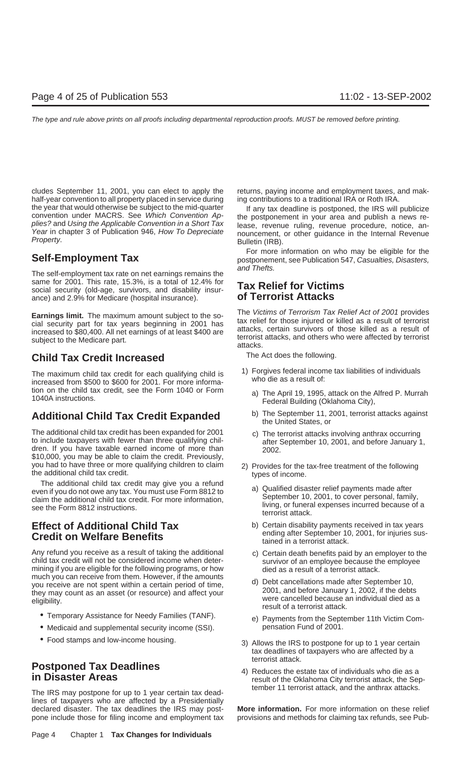cludes September 11, 2001, you can elect to apply the half-year convention to all property placed in service during the year that would otherwise be subject to the mid-quarter convention under MACRS. See *Which Convention Applies?* and *Using the Applicable Convention in a Short Tax Year* in chapter 3 of Publication 946, *How To Depreciate Property*.

## Self-Employment Tax

The self-employment tax rate on net earnings remains the same for 2001. This rate, 15.3%, is a total of 12.4% for social security (old-age, survivors, and disability insurance) and 2.9% for Medicare (hospital insurance).

**Earnings limit.** The maximum amount subject to the social security part for tax years beginning in 2001 has increased to $80,400. All net earnings of at least $400 are subject to the Medicare part.

## Child Tax Credit Increased

The maximum child tax credit for each qualifying child is increased from $500 to $600 for 2001. For more information on the child tax credit, see the Form 1040 or Form 1040A instructions.

## Additional Child Tax Credit Expanded

The additional child tax credit has been expanded for 2001 to include taxpayers with fewer than three qualifying children. If you have taxable earned income of more than $10,000, you may be able to claim the credit. Previously, you had to have three or more qualifying children to claim the additional child tax credit.

The additional child tax credit may give you a refund even if you do not owe any tax. You must use Form 8812 to claim the additional child tax credit. For more information, see the Form 8812 instructions.

## Effect of Additional Child Tax Credit on Welfare Benefits

Any refund you receive as a result of taking the additional child tax credit will not be considered income when determining if you are eligible for the following programs, or how much you can receive from them. However, if the amounts you receive are not spent within a certain period of time, they may count as an asset (or resource) and affect your eligibility.

- Temporary Assistance for Needy Families (TANF).
- Medicaid and supplemental security income (SSI).
- Food stamps and low-income housing.

## Postponed Tax Deadlines in Disaster Areas

The IRS may postpone for up to 1 year certain tax deadlines of taxpayers who are affected by a Presidentially declared disaster. The tax deadlines the IRS may postpone include those for filing income and employment tax returns, paying income and employment taxes, and making contributions to a traditional IRA or Roth IRA.

If any tax deadline is postponed, the IRS will publicize the postponement in your area and publish a news release, revenue ruling, revenue procedure, notice, announcement, or other guidance in the Internal Revenue Bulletin (IRB).

For more information on who may be eligible for the postponement, see Publication 547, *Casualties, Disasters, and Thefts.*

## Tax Relief for Victims of Terrorist Attacks

The *Victims of Terrorism Tax Relief Act of 2001* provides tax relief for those injured or killed as a result of terrorist attacks, certain survivors of those killed as a result of terrorist attacks, and others who were affected by terrorist attacks.

The Act does the following.

1) Forgives federal income tax liabilities of individuals who die as a result of:
   a) The April 19, 1995, attack on the Alfred P. Murrah Federal Building (Oklahoma City),
   b) The September 11, 2001, terrorist attacks against the United States, or
   c) The terrorist attacks involving anthrax occurring after September 10, 2001, and before January 1, 2002.
2) Provides for the tax-free treatment of the following types of income.
   a) Qualified disaster relief payments made after September 10, 2001, to cover personal, family, living, or funeral expenses incurred because of a terrorist attack.
   b) Certain disability payments received in tax years ending after September 10, 2001, for injuries sustained in a terrorist attack.
   c) Certain death benefits paid by an employer to the survivor of an employee because the employee died as a result of a terrorist attack.
   d) Debt cancellations made after September 10, 2001, and before January 1, 2002, if the debts were cancelled because an individual died as a result of a terrorist attack.
   e) Payments from the September 11th Victim Compensation Fund of 2001.
3) Allows the IRS to postpone for up to 1 year certain tax deadlines of taxpayers who are affected by a terrorist attack.
4) Reduces the estate tax of individuals who die as a result of the Oklahoma City terrorist attack, the September 11 terrorist attack, and the anthrax attacks.

**More information.** For more information on these relief provisions and methods for claiming tax refunds, see Pub-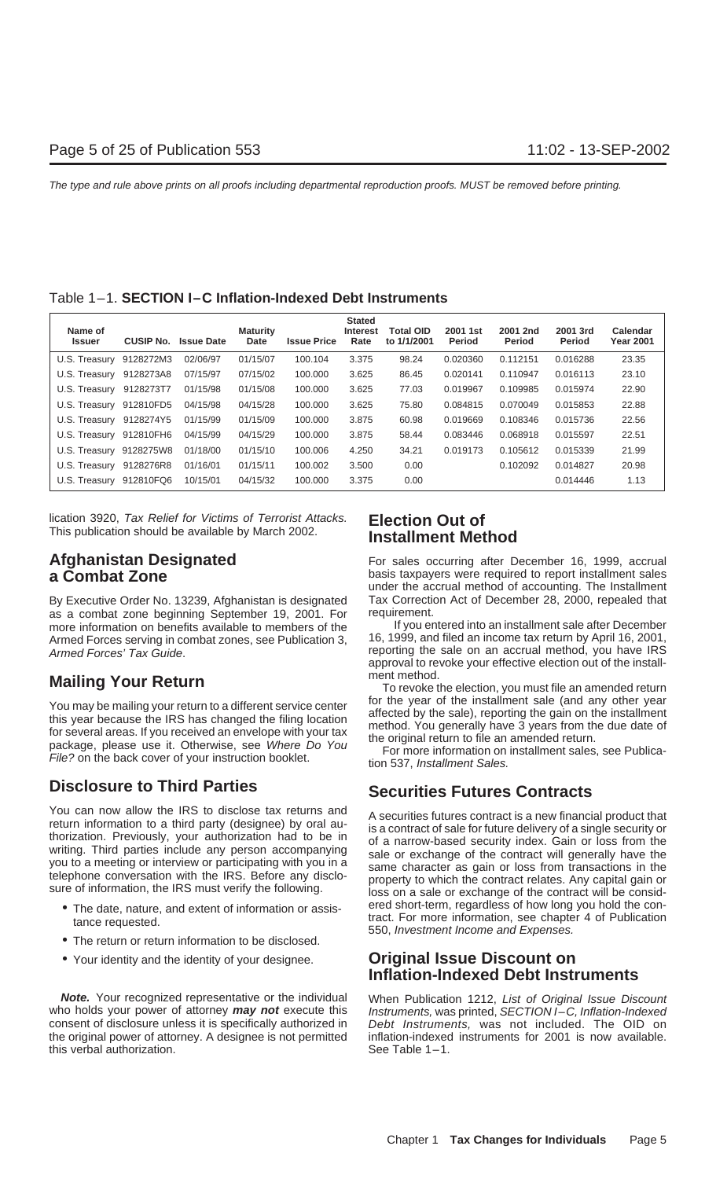Table 1–1. **SECTION I–C Inflation-Indexed Debt Instruments**

| Name of Issuer | CUSIP No. | Issue Date | Maturity Date | Issue Price | Stated Interest Rate | Total OID to 1/1/2001 | 2001 1st Period | 2001 2nd Period | 2001 3rd Period | Calendar Year 2001 |
|---|---|---|---|---|---|---|---|---|---|---|
| U.S. Treasury | 9128272M3 | 02/06/97 | 01/15/07 | 100.104 | 3.375 | 98.24 | 0.020360 | 0.112151 | 0.016288 | 23.35 |
| U.S. Treasury | 9128273A8 | 07/15/97 | 07/15/02 | 100.000 | 3.625 | 86.45 | 0.020141 | 0.110947 | 0.016113 | 23.10 |
| U.S. Treasury | 9128273T7 | 01/15/98 | 01/15/08 | 100.000 | 3.625 | 77.03 | 0.019967 | 0.109985 | 0.015974 | 22.90 |
| U.S. Treasury | 912810FD5 | 04/15/98 | 04/15/28 | 100.000 | 3.625 | 75.80 | 0.084815 | 0.070049 | 0.015853 | 22.88 |
| U.S. Treasury | 9128274Y5 | 01/15/99 | 01/15/09 | 100.000 | 3.875 | 60.98 | 0.019669 | 0.108346 | 0.015736 | 22.56 |
| U.S. Treasury | 912810FH6 | 04/15/99 | 04/15/29 | 100.000 | 3.875 | 58.44 | 0.083446 | 0.068918 | 0.015597 | 22.51 |
| U.S. Treasury | 9128275W8 | 01/18/00 | 01/15/10 | 100.006 | 4.250 | 34.21 | 0.019173 | 0.105612 | 0.015339 | 21.99 |
| U.S. Treasury | 9128276R8 | 01/16/01 | 01/15/11 | 100.002 | 3.500 | 0.00 | | 0.102092 | 0.014827 | 20.98 |
| U.S. Treasury | 912810FQ6 | 10/15/01 | 04/15/32 | 100.000 | 3.375 | 0.00 | | | 0.014446 | 1.13 |

lication 3920, *Tax Relief for Victims of Terrorist Attacks.* This publication should be available by March 2002.

## Afghanistan Designated a Combat Zone

By Executive Order No. 13239, Afghanistan is designated as a combat zone beginning September 19, 2001. For more information on benefits available to members of the Armed Forces serving in combat zones, see Publication 3, *Armed Forces' Tax Guide*.

## Mailing Your Return

You may be mailing your return to a different service center this year because the IRS has changed the filing location for several areas. If you received an envelope with your tax package, please use it. Otherwise, see *Where Do You File?* on the back cover of your instruction booklet.

## Disclosure to Third Parties

You can now allow the IRS to disclose tax returns and return information to a third party (designee) by oral authorization. Previously, your authorization had to be in writing. Third parties include any person accompanying you to a meeting or interview or participating with you in a telephone conversation with the IRS. Before any disclosure of information, the IRS must verify the following.

- The date, nature, and extent of information or assistance requested.
- The return or return information to be disclosed.
- Your identity and the identity of your designee.

***Note.*** Your recognized representative or the individual who holds your power of attorney ***may not*** execute this consent of disclosure unless it is specifically authorized in the original power of attorney. A designee is not permitted this verbal authorization.

## Election Out of Installment Method

For sales occurring after December 16, 1999, accrual basis taxpayers were required to report installment sales under the accrual method of accounting. The Installment Tax Correction Act of December 28, 2000, repealed that requirement.

If you entered into an installment sale after December 16, 1999, and filed an income tax return by April 16, 2001, reporting the sale on an accrual method, you have IRS approval to revoke your effective election out of the installment method.

To revoke the election, you must file an amended return for the year of the installment sale (and any other year affected by the sale), reporting the gain on the installment method. You generally have 3 years from the due date of the original return to file an amended return.

For more information on installment sales, see Publication 537, *Installment Sales.*

## Securities Futures Contracts

A securities futures contract is a new financial product that is a contract of sale for future delivery of a single security or of a narrow-based security index. Gain or loss from the sale or exchange of the contract will generally have the same character as gain or loss from transactions in the property to which the contract relates. Any capital gain or loss on a sale or exchange of the contract will be considered short-term, regardless of how long you hold the contract. For more information, see chapter 4 of Publication 550, *Investment Income and Expenses.*

## Original Issue Discount on Inflation-Indexed Debt Instruments

When Publication 1212, *List of Original Issue Discount Instruments,* was printed, *SECTION I–C, Inflation-Indexed Debt Instruments,* was not included. The OID on inflation-indexed instruments for 2001 is now available. See Table 1–1.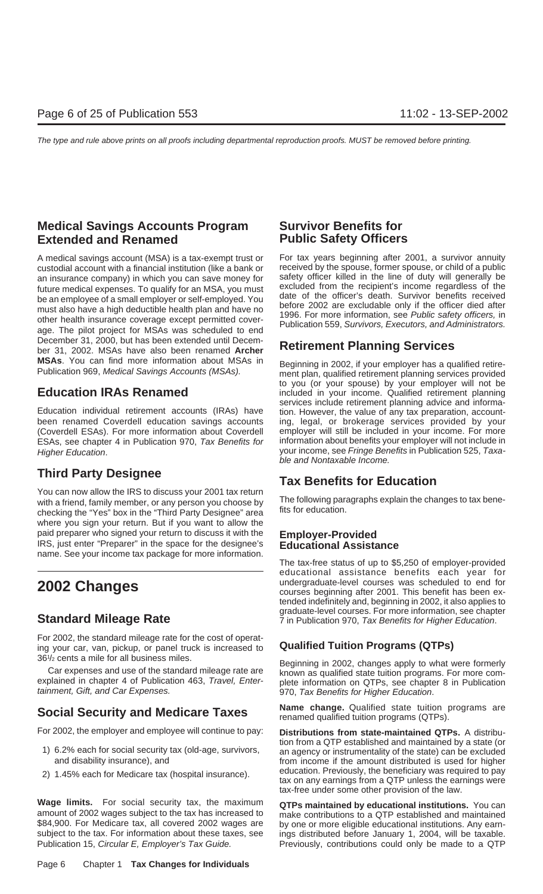## Medical Savings Accounts Program Extended and Renamed

A medical savings account (MSA) is a tax-exempt trust or custodial account with a financial institution (like a bank or an insurance company) in which you can save money for future medical expenses. To qualify for an MSA, you must be an employee of a small employer or self-employed. You must also have a high deductible health plan and have no other health insurance coverage except permitted coverage. The pilot project for MSAs was scheduled to end December 31, 2000, but has been extended until December 31, 2002. MSAs have also been renamed **Archer MSAs**. You can find more information about MSAs in Publication 969, *Medical Savings Accounts (MSAs).*

## Education IRAs Renamed

Education individual retirement accounts (IRAs) have been renamed Coverdell education savings accounts (Coverdell ESAs). For more information about Coverdell ESAs, see chapter 4 in Publication 970, *Tax Benefits for Higher Education*.

## Third Party Designee

You can now allow the IRS to discuss your 2001 tax return with a friend, family member, or any person you choose by checking the "Yes" box in the "Third Party Designee" area where you sign your return. But if you want to allow the paid preparer who signed your return to discuss it with the IRS, just enter "Preparer" in the space for the designee's name. See your income tax package for more information.

# 2002 Changes

## Standard Mileage Rate

For 2002, the standard mileage rate for the cost of operating your car, van, pickup, or panel truck is increased to 36½ cents a mile for all business miles.

Car expenses and use of the standard mileage rate are explained in chapter 4 of Publication 463, *Travel, Entertainment, Gift, and Car Expenses.*

## Social Security and Medicare Taxes

For 2002, the employer and employee will continue to pay:

1) 6.2% each for social security tax (old-age, survivors, and disability insurance), and
2) 1.45% each for Medicare tax (hospital insurance).

**Wage limits.** For social security tax, the maximum amount of 2002 wages subject to the tax has increased to $84,900. For Medicare tax, all covered 2002 wages are subject to the tax. For information about these taxes, see Publication 15, *Circular E, Employer's Tax Guide.*

## Survivor Benefits for Public Safety Officers

For tax years beginning after 2001, a survivor annuity received by the spouse, former spouse, or child of a public safety officer killed in the line of duty will generally be excluded from the recipient's income regardless of the date of the officer's death. Survivor benefits received before 2002 are excludable only if the officer died after 1996. For more information, see *Public safety officers,* in Publication 559, *Survivors, Executors, and Administrators.*

## Retirement Planning Services

Beginning in 2002, if your employer has a qualified retirement plan, qualified retirement planning services provided to you (or your spouse) by your employer will not be included in your income. Qualified retirement planning services include retirement planning advice and information. However, the value of any tax preparation, accounting, legal, or brokerage services provided by your employer will still be included in your income. For more information about benefits your employer will not include in your income, see *Fringe Benefits* in Publication 525, *Taxable and Nontaxable Income.*

## Tax Benefits for Education

The following paragraphs explain the changes to tax benefits for education.

### Employer-Provided Educational Assistance

The tax-free status of up to $5,250 of employer-provided educational assistance benefits each year for undergraduate-level courses was scheduled to end for courses beginning after 2001. This benefit has been extended indefinitely and, beginning in 2002, it also applies to graduate-level courses. For more information, see chapter 7 in Publication 970, *Tax Benefits for Higher Education*.

### Qualified Tuition Programs (QTPs)

Beginning in 2002, changes apply to what were formerly known as qualified state tuition programs. For more complete information on QTPs, see chapter 8 in Publication 970, *Tax Benefits for Higher Education*.

**Name change.** Qualified state tuition programs are renamed qualified tuition programs (QTPs).

**Distributions from state-maintained QTPs.** A distribution from a QTP established and maintained by a state (or an agency or instrumentality of the state) can be excluded from income if the amount distributed is used for higher education. Previously, the beneficiary was required to pay tax on any earnings from a QTP unless the earnings were tax-free under some other provision of the law.

**QTPs maintained by educational institutions.** You can make contributions to a QTP established and maintained by one or more eligible educational institutions. Any earnings distributed before January 1, 2004, will be taxable. Previously, contributions could only be made to a QTP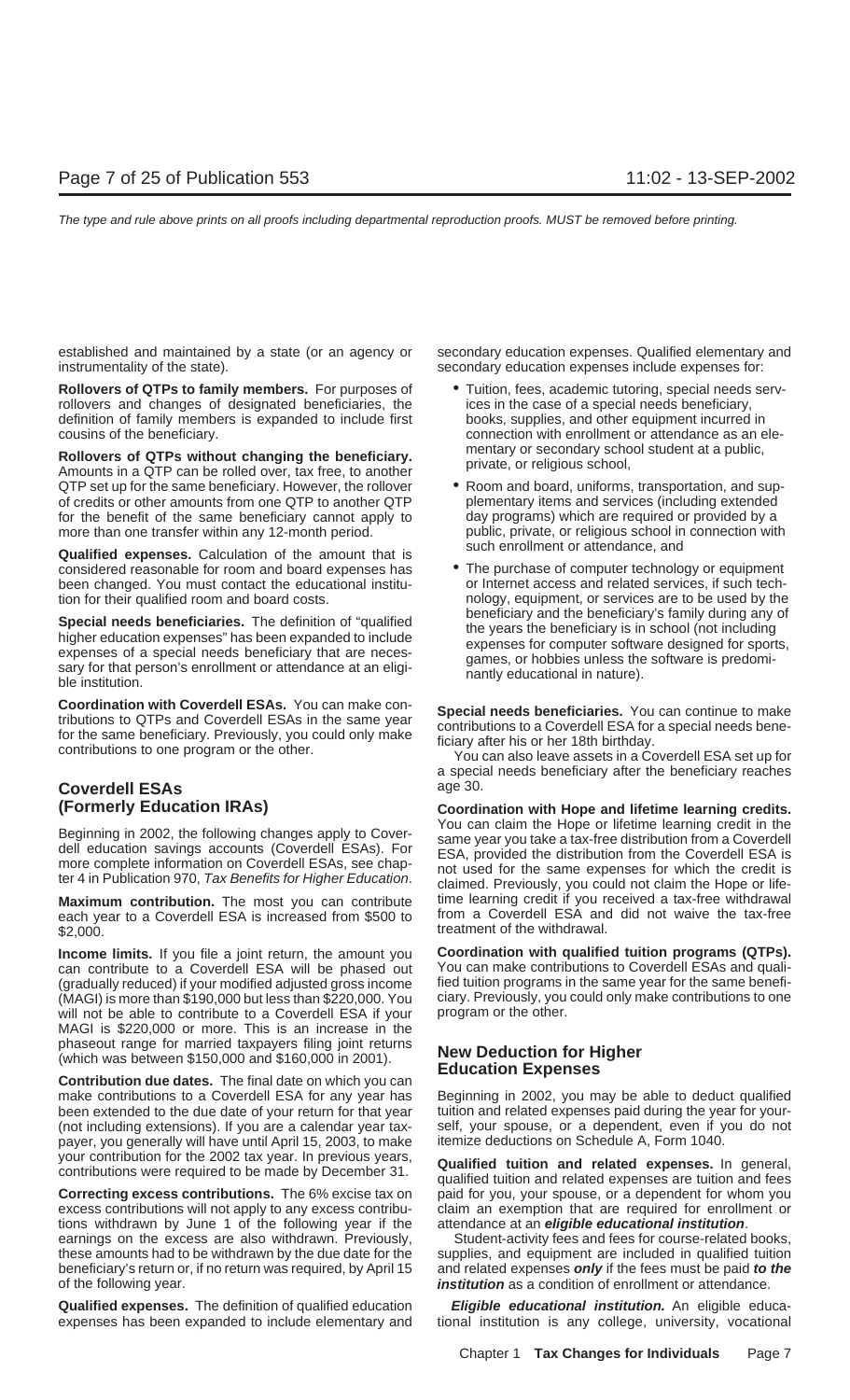established and maintained by a state (or an agency or instrumentality of the state).

**Rollovers of QTPs to family members.** For purposes of rollovers and changes of designated beneficiaries, the definition of family members is expanded to include first cousins of the beneficiary.

**Rollovers of QTPs without changing the beneficiary.** Amounts in a QTP can be rolled over, tax free, to another QTP set up for the same beneficiary. However, the rollover of credits or other amounts from one QTP to another QTP for the benefit of the same beneficiary cannot apply to more than one transfer within any 12-month period.

**Qualified expenses.** Calculation of the amount that is considered reasonable for room and board expenses has been changed. You must contact the educational institution for their qualified room and board costs.

**Special needs beneficiaries.** The definition of "qualified higher education expenses" has been expanded to include expenses of a special needs beneficiary that are necessary for that person's enrollment or attendance at an eligible institution.

**Coordination with Coverdell ESAs.** You can make contributions to QTPs and Coverdell ESAs in the same year for the same beneficiary. Previously, you could only make contributions to one program or the other.

## Coverdell ESAs (Formerly Education IRAs)

Beginning in 2002, the following changes apply to Coverdell education savings accounts (Coverdell ESAs). For more complete information on Coverdell ESAs, see chapter 4 in Publication 970, *Tax Benefits for Higher Education*.

**Maximum contribution.** The most you can contribute each year to a Coverdell ESA is increased from $500 to $2,000.

**Income limits.** If you file a joint return, the amount you can contribute to a Coverdell ESA will be phased out (gradually reduced) if your modified adjusted gross income (MAGI) is more than $190,000 but less than $220,000. You will not be able to contribute to a Coverdell ESA if your MAGI is $220,000 or more. This is an increase in the phaseout range for married taxpayers filing joint returns (which was between $150,000 and $160,000 in 2001).

**Contribution due dates.** The final date on which you can make contributions to a Coverdell ESA for any year has been extended to the due date of your return for that year (not including extensions). If you are a calendar year taxpayer, you generally will have until April 15, 2003, to make your contribution for the 2002 tax year. In previous years, contributions were required to be made by December 31.

**Correcting excess contributions.** The 6% excise tax on excess contributions will not apply to any excess contributions withdrawn by June 1 of the following year if the earnings on the excess are also withdrawn. Previously, these amounts had to be withdrawn by the due date for the beneficiary's return or, if no return was required, by April 15 of the following year.

**Qualified expenses.** The definition of qualified education expenses has been expanded to include elementary and secondary education expenses. Qualified elementary and secondary education expenses include expenses for:

- Tuition, fees, academic tutoring, special needs services in the case of a special needs beneficiary, books, supplies, and other equipment incurred in connection with enrollment or attendance as an elementary or secondary school student at a public, private, or religious school,
- Room and board, uniforms, transportation, and supplementary items and services (including extended day programs) which are required or provided by a public, private, or religious school in connection with such enrollment or attendance, and
- The purchase of computer technology or equipment or Internet access and related services, if such technology, equipment, or services are to be used by the beneficiary and the beneficiary's family during any of the years the beneficiary is in school (not including expenses for computer software designed for sports, games, or hobbies unless the software is predominantly educational in nature).

**Special needs beneficiaries.** You can continue to make contributions to a Coverdell ESA for a special needs beneficiary after his or her 18th birthday.

You can also leave assets in a Coverdell ESA set up for a special needs beneficiary after the beneficiary reaches age 30.

**Coordination with Hope and lifetime learning credits.** You can claim the Hope or lifetime learning credit in the same year you take a tax-free distribution from a Coverdell ESA, provided the distribution from the Coverdell ESA is not used for the same expenses for which the credit is claimed. Previously, you could not claim the Hope or lifetime learning credit if you received a tax-free withdrawal from a Coverdell ESA and did not waive the tax-free treatment of the withdrawal.

**Coordination with qualified tuition programs (QTPs).** You can make contributions to Coverdell ESAs and qualified tuition programs in the same year for the same beneficiary. Previously, you could only make contributions to one program or the other.

## New Deduction for Higher Education Expenses

Beginning in 2002, you may be able to deduct qualified tuition and related expenses paid during the year for yourself, your spouse, or a dependent, even if you do not itemize deductions on Schedule A, Form 1040.

**Qualified tuition and related expenses.** In general, qualified tuition and related expenses are tuition and fees paid for you, your spouse, or a dependent for whom you claim an exemption that are required for enrollment or attendance at an ***eligible educational institution***.

Student-activity fees and fees for course-related books, supplies, and equipment are included in qualified tuition and related expenses ***only*** if the fees must be paid ***to the institution*** as a condition of enrollment or attendance.

***Eligible educational institution.*** An eligible educational institution is any college, university, vocational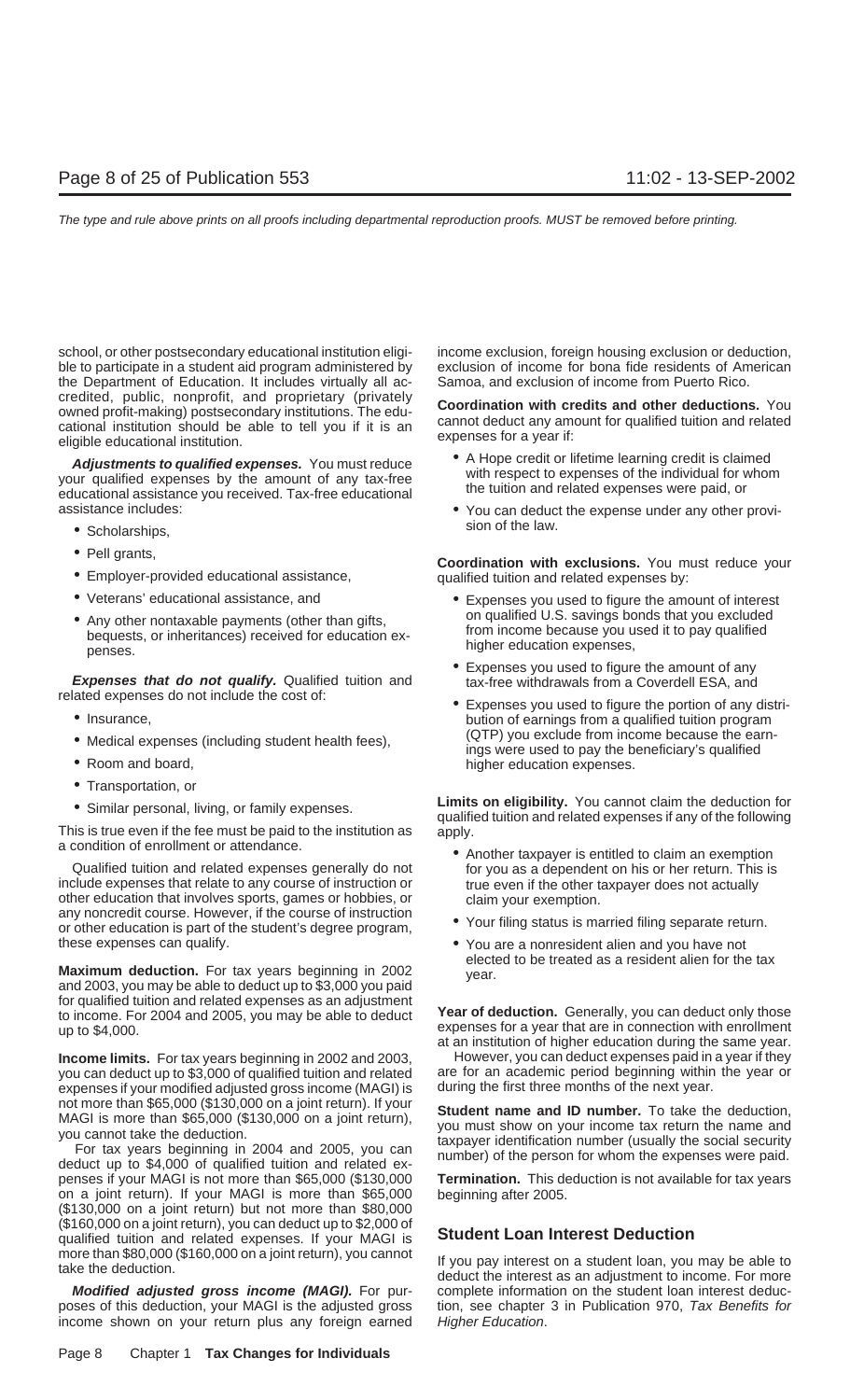school, or other postsecondary educational institution eligible to participate in a student aid program administered by the Department of Education. It includes virtually all accredited, public, nonprofit, and proprietary (privately owned profit-making) postsecondary institutions. The educational institution should be able to tell you if it is an eligible educational institution.

***Adjustments to qualified expenses.*** You must reduce your qualified expenses by the amount of any tax-free educational assistance you received. Tax-free educational assistance includes:

- Scholarships,
- Pell grants,
- Employer-provided educational assistance,
- Veterans' educational assistance, and
- Any other nontaxable payments (other than gifts, bequests, or inheritances) received for education expenses.

***Expenses that do not qualify.*** Qualified tuition and related expenses do not include the cost of:

- Insurance,
- Medical expenses (including student health fees),
- Room and board,
- Transportation, or
- Similar personal, living, or family expenses.

This is true even if the fee must be paid to the institution as a condition of enrollment or attendance.

Qualified tuition and related expenses generally do not include expenses that relate to any course of instruction or other education that involves sports, games or hobbies, or any noncredit course. However, if the course of instruction or other education is part of the student's degree program, these expenses can qualify.

**Maximum deduction.** For tax years beginning in 2002 and 2003, you may be able to deduct up to $3,000 you paid for qualified tuition and related expenses as an adjustment to income. For 2004 and 2005, you may be able to deduct up to $4,000.

**Income limits.** For tax years beginning in 2002 and 2003, you can deduct up to $3,000 of qualified tuition and related expenses if your modified adjusted gross income (MAGI) is not more than $65,000 ($130,000 on a joint return). If your MAGI is more than $65,000 ($130,000 on a joint return), you cannot take the deduction.

For tax years beginning in 2004 and 2005, you can deduct up to $4,000 of qualified tuition and related expenses if your MAGI is not more than $65,000 ($130,000 on a joint return). If your MAGI is more than $65,000 ($130,000 on a joint return) but not more than $80,000 ($160,000 on a joint return), you can deduct up to $2,000 of qualified tuition and related expenses. If your MAGI is more than $80,000 ($160,000 on a joint return), you cannot take the deduction.

***Modified adjusted gross income (MAGI).*** For purposes of this deduction, your MAGI is the adjusted gross income shown on your return plus any foreign earned income exclusion, foreign housing exclusion or deduction, exclusion of income for bona fide residents of American Samoa, and exclusion of income from Puerto Rico.

**Coordination with credits and other deductions.** You cannot deduct any amount for qualified tuition and related expenses for a year if:

- A Hope credit or lifetime learning credit is claimed with respect to expenses of the individual for whom the tuition and related expenses were paid, or
- You can deduct the expense under any other provision of the law.

**Coordination with exclusions.** You must reduce your qualified tuition and related expenses by:

- Expenses you used to figure the amount of interest on qualified U.S. savings bonds that you excluded from income because you used it to pay qualified higher education expenses,
- Expenses you used to figure the amount of any tax-free withdrawals from a Coverdell ESA, and
- Expenses you used to figure the portion of any distribution of earnings from a qualified tuition program (QTP) you exclude from income because the earnings were used to pay the beneficiary's qualified higher education expenses.

**Limits on eligibility.** You cannot claim the deduction for qualified tuition and related expenses if any of the following apply.

- Another taxpayer is entitled to claim an exemption for you as a dependent on his or her return. This is true even if the other taxpayer does not actually claim your exemption.
- Your filing status is married filing separate return.
- You are a nonresident alien and you have not elected to be treated as a resident alien for the tax year.

**Year of deduction.** Generally, you can deduct only those expenses for a year that are in connection with enrollment at an institution of higher education during the same year. However, you can deduct expenses paid in a year if they are for an academic period beginning within the year or during the first three months of the next year.

**Student name and ID number.** To take the deduction, you must show on your income tax return the name and taxpayer identification number (usually the social security number) of the person for whom the expenses were paid.

**Termination.** This deduction is not available for tax years beginning after 2005.

## Student Loan Interest Deduction

If you pay interest on a student loan, you may be able to deduct the interest as an adjustment to income. For more complete information on the student loan interest deduction, see chapter 3 in Publication 970, *Tax Benefits for Higher Education*.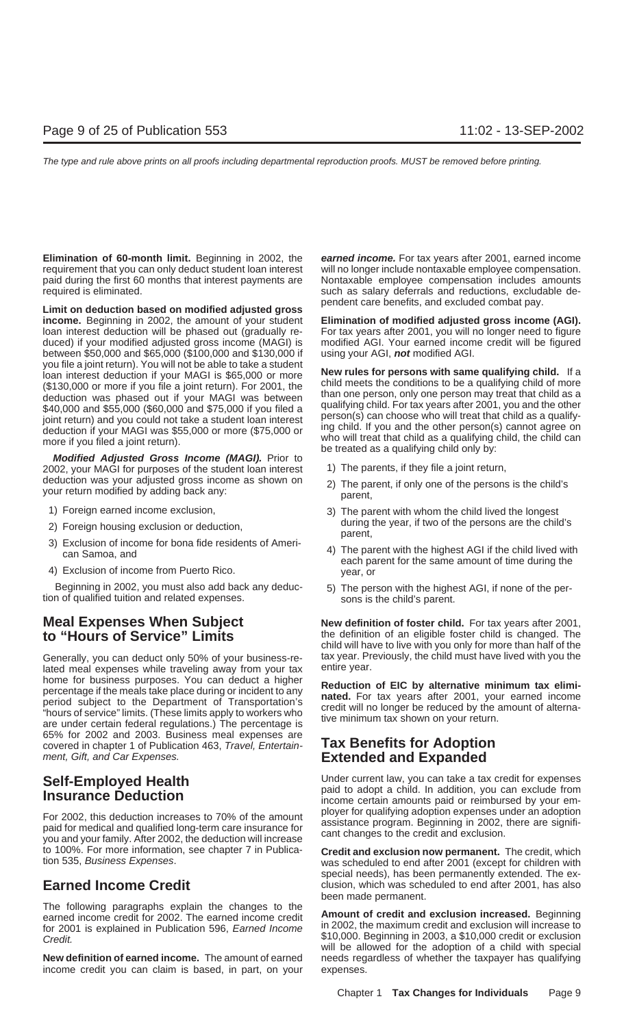**Elimination of 60-month limit.** Beginning in 2002, the requirement that you can only deduct student loan interest paid during the first 60 months that interest payments are required is eliminated.

**Limit on deduction based on modified adjusted gross income.** Beginning in 2002, the amount of your student loan interest deduction will be phased out (gradually reduced) if your modified adjusted gross income (MAGI) is between $50,000 and $65,000 ($100,000 and $130,000 if you file a joint return). You will not be able to take a student loan interest deduction if your MAGI is $65,000 or more ($130,000 or more if you file a joint return). For 2001, the deduction was phased out if your MAGI was between $40,000 and $55,000 ($60,000 and $75,000 if you filed a joint return) and you could not take a student loan interest deduction if your MAGI was $55,000 or more ($75,000 or more if you filed a joint return).

***Modified Adjusted Gross Income (MAGI).*** Prior to 2002, your MAGI for purposes of the student loan interest deduction was your adjusted gross income as shown on your return modified by adding back any:

1) Foreign earned income exclusion,
2) Foreign housing exclusion or deduction,
3) Exclusion of income for bona fide residents of American Samoa, and
4) Exclusion of income from Puerto Rico.

Beginning in 2002, you must also add back any deduction of qualified tuition and related expenses.

## Meal Expenses When Subject to "Hours of Service" Limits

Generally, you can deduct only 50% of your business-related meal expenses while traveling away from your tax home for business purposes. You can deduct a higher percentage if the meals take place during or incident to any period subject to the Department of Transportation's "hours of service" limits. (These limits apply to workers who are under certain federal regulations.) The percentage is 65% for 2002 and 2003. Business meal expenses are covered in chapter 1 of Publication 463, *Travel, Entertainment, Gift, and Car Expenses.*

## Self-Employed Health Insurance Deduction

For 2002, this deduction increases to 70% of the amount paid for medical and qualified long-term care insurance for you and your family. After 2002, the deduction will increase to 100%. For more information, see chapter 7 in Publication 535, *Business Expenses*.

## Earned Income Credit

The following paragraphs explain the changes to the earned income credit for 2002. The earned income credit for 2001 is explained in Publication 596, *Earned Income Credit.*

**New definition of earned income.** The amount of earned income credit you can claim is based, in part, on your ***earned income.*** For tax years after 2001, earned income will no longer include nontaxable employee compensation. Nontaxable employee compensation includes amounts such as salary deferrals and reductions, excludable dependent care benefits, and excluded combat pay.

**Elimination of modified adjusted gross income (AGI).** For tax years after 2001, you will no longer need to figure modified AGI. Your earned income credit will be figured using your AGI, ***not*** modified AGI.

**New rules for persons with same qualifying child.** If a child meets the conditions to be a qualifying child of more than one person, only one person may treat that child as a qualifying child. For tax years after 2001, you and the other person(s) can choose who will treat that child as a qualifying child. If you and the other person(s) cannot agree on who will treat that child as a qualifying child, the child can be treated as a qualifying child only by:

1) The parents, if they file a joint return,
2) The parent, if only one of the persons is the child's parent,
3) The parent with whom the child lived the longest during the year, if two of the persons are the child's parent,
4) The parent with the highest AGI if the child lived with each parent for the same amount of time during the year, or
5) The person with the highest AGI, if none of the persons is the child's parent.

**New definition of foster child.** For tax years after 2001, the definition of an eligible foster child is changed. The child will have to live with you only for more than half of the tax year. Previously, the child must have lived with you the entire year.

**Reduction of EIC by alternative minimum tax eliminated.** For tax years after 2001, your earned income credit will no longer be reduced by the amount of alternative minimum tax shown on your return.

## Tax Benefits for Adoption Extended and Expanded

Under current law, you can take a tax credit for expenses paid to adopt a child. In addition, you can exclude from income certain amounts paid or reimbursed by your employer for qualifying adoption expenses under an adoption assistance program. Beginning in 2002, there are significant changes to the credit and exclusion.

**Credit and exclusion now permanent.** The credit, which was scheduled to end after 2001 (except for children with special needs), has been permanently extended. The exclusion, which was scheduled to end after 2001, has also been made permanent.

**Amount of credit and exclusion increased.** Beginning in 2002, the maximum credit and exclusion will increase to $10,000. Beginning in 2003, a $10,000 credit or exclusion will be allowed for the adoption of a child with special needs regardless of whether the taxpayer has qualifying expenses.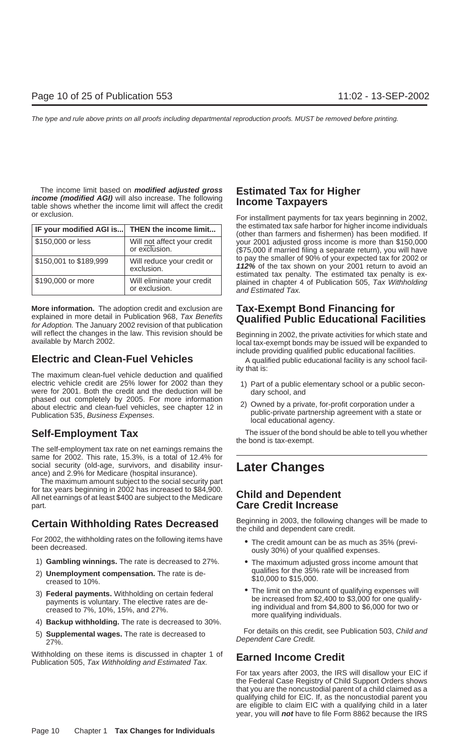The income limit based on ***modified adjusted gross income (modified AGI)*** will also increase. The following table shows whether the income limit will affect the credit or exclusion.

| IF your modified AGI is... | THEN the income limit... |
|---|---|
| $150,000 or less | Will not affect your credit or exclusion. |
| $150,001 to $189,999 | Will reduce your credit or exclusion. |
| $190,000 or more | Will eliminate your credit or exclusion. |

**More information.** The adoption credit and exclusion are explained in more detail in Publication 968, *Tax Benefits for Adoption.* The January 2002 revision of that publication will reflect the changes in the law. This revision should be available by March 2002.

## Electric and Clean-Fuel Vehicles

The maximum clean-fuel vehicle deduction and qualified electric vehicle credit are 25% lower for 2002 than they were for 2001. Both the credit and the deduction will be phased out completely by 2005. For more information about electric and clean-fuel vehicles, see chapter 12 in Publication 535, *Business Expenses*.

## Self-Employment Tax

The self-employment tax rate on net earnings remains the same for 2002. This rate, 15.3%, is a total of 12.4% for social security (old-age, survivors, and disability insurance) and 2.9% for Medicare (hospital insurance).

The maximum amount subject to the social security part for tax years beginning in 2002 has increased to $84,900. All net earnings of at least $400 are subject to the Medicare part.

## Certain Withholding Rates Decreased

For 2002, the withholding rates on the following items have been decreased.

1) **Gambling winnings.** The rate is decreased to 27%.
2) **Unemployment compensation.** The rate is decreased to 10%.
3) **Federal payments.** Withholding on certain federal payments is voluntary. The elective rates are decreased to 7%, 10%, 15%, and 27%.
4) **Backup withholding.** The rate is decreased to 30%.
5) **Supplemental wages.** The rate is decreased to 27%.

Withholding on these items is discussed in chapter 1 of Publication 505, *Tax Withholding and Estimated Tax*.

## Estimated Tax for Higher Income Taxpayers

For installment payments for tax years beginning in 2002, the estimated tax safe harbor for higher income individuals (other than farmers and fishermen) has been modified. If your 2001 adjusted gross income is more than $150,000 ($75,000 if married filing a separate return), you will have to pay the smaller of 90% of your expected tax for 2002 or ***112%*** of the tax shown on your 2001 return to avoid an estimated tax penalty. The estimated tax penalty is explained in chapter 4 of Publication 505, *Tax Withholding and Estimated Tax*.

## Tax-Exempt Bond Financing for Qualified Public Educational Facilities

Beginning in 2002, the private activities for which state and local tax-exempt bonds may be issued will be expanded to include providing qualified public educational facilities.

A qualified public educational facility is any school facility that is:

1) Part of a public elementary school or a public secondary school, and
2) Owned by a private, for-profit corporation under a public-private partnership agreement with a state or local educational agency.

The issuer of the bond should be able to tell you whether the bond is tax-exempt.

# Later Changes

## Child and Dependent Care Credit Increase

Beginning in 2003, the following changes will be made to the child and dependent care credit.

- The credit amount can be as much as 35% (previously 30%) of your qualified expenses.
- The maximum adjusted gross income amount that qualifies for the 35% rate will be increased from $10,000 to $15,000.
- The limit on the amount of qualifying expenses will be increased from $2,400 to $3,000 for one qualifying individual and from $4,800 to $6,000 for two or more qualifying individuals.

For details on this credit, see Publication 503, *Child and Dependent Care Credit.*

## Earned Income Credit

For tax years after 2003, the IRS will disallow your EIC if the Federal Case Registry of Child Support Orders shows that you are the noncustodial parent of a child claimed as a qualifying child for EIC. If, as the noncustodial parent you are eligible to claim EIC with a qualifying child in a later year, you will ***not*** have to file Form 8862 because the IRS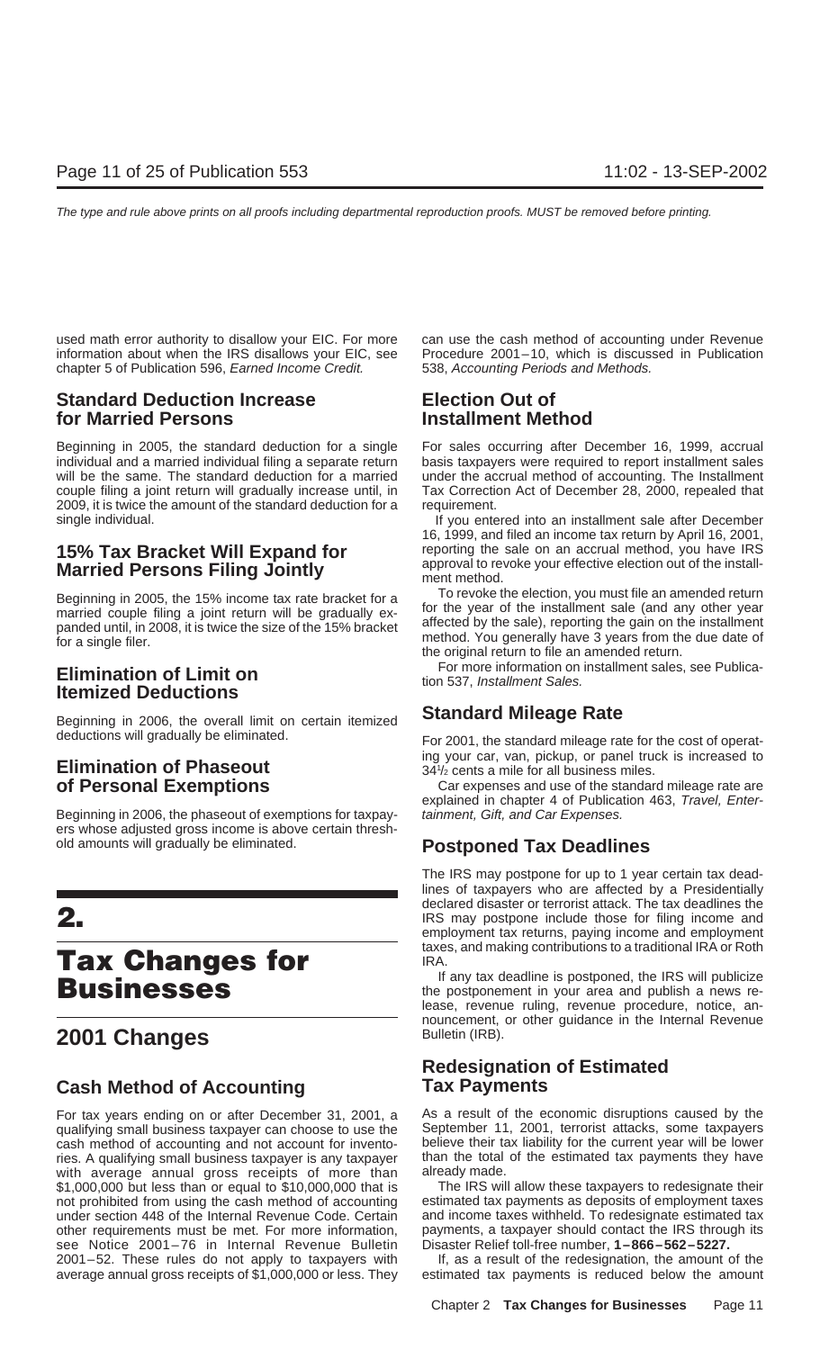used math error authority to disallow your EIC. For more information about when the IRS disallows your EIC, see chapter 5 of Publication 596, *Earned Income Credit.*

### Standard Deduction Increase for Married Persons

Beginning in 2005, the standard deduction for a single individual and a married individual filing a separate return will be the same. The standard deduction for a married couple filing a joint return will gradually increase until, in 2009, it is twice the amount of the standard deduction for a single individual.

### 15% Tax Bracket Will Expand for Married Persons Filing Jointly

Beginning in 2005, the 15% income tax rate bracket for a married couple filing a joint return will be gradually expanded until, in 2008, it is twice the size of the 15% bracket for a single filer.

### Elimination of Limit on Itemized Deductions

Beginning in 2006, the overall limit on certain itemized deductions will gradually be eliminated.

### Elimination of Phaseout of Personal Exemptions

Beginning in 2006, the phaseout of exemptions for taxpayers whose adjusted gross income is above certain threshold amounts will gradually be eliminated.

# 2. Tax Changes for Businesses

## 2001 Changes

### Cash Method of Accounting

For tax years ending on or after December 31, 2001, a qualifying small business taxpayer can choose to use the cash method of accounting and not account for inventories. A qualifying small business taxpayer is any taxpayer with average annual gross receipts of more than $1,000,000 but less than or equal to $10,000,000 that is not prohibited from using the cash method of accounting under section 448 of the Internal Revenue Code. Certain other requirements must be met. For more information, see Notice 2001–76 in Internal Revenue Bulletin 2001–52. These rules do not apply to taxpayers with average annual gross receipts of $1,000,000 or less. They can use the cash method of accounting under Revenue Procedure 2001–10, which is discussed in Publication 538, *Accounting Periods and Methods.*

### Election Out of Installment Method

For sales occurring after December 16, 1999, accrual basis taxpayers were required to report installment sales under the accrual method of accounting. The Installment Tax Correction Act of December 28, 2000, repealed that requirement.

If you entered into an installment sale after December 16, 1999, and filed an income tax return by April 16, 2001, reporting the sale on an accrual method, you have IRS approval to revoke your effective election out of the installment method.

To revoke the election, you must file an amended return for the year of the installment sale (and any other year affected by the sale), reporting the gain on the installment method. You generally have 3 years from the due date of the original return to file an amended return.

For more information on installment sales, see Publication 537, *Installment Sales.*

### Standard Mileage Rate

For 2001, the standard mileage rate for the cost of operating your car, van, pickup, or panel truck is increased to 34½ cents a mile for all business miles.

Car expenses and use of the standard mileage rate are explained in chapter 4 of Publication 463, *Travel, Entertainment, Gift, and Car Expenses.*

### Postponed Tax Deadlines

The IRS may postpone for up to 1 year certain tax deadlines of taxpayers who are affected by a Presidentially declared disaster or terrorist attack. The tax deadlines the IRS may postpone include those for filing income and employment tax returns, paying income and employment taxes, and making contributions to a traditional IRA or Roth IRA.

If any tax deadline is postponed, the IRS will publicize the postponement in your area and publish a news release, revenue ruling, revenue procedure, notice, announcement, or other guidance in the Internal Revenue Bulletin (IRB).

### Redesignation of Estimated Tax Payments

As a result of the economic disruptions caused by the September 11, 2001, terrorist attacks, some taxpayers believe their tax liability for the current year will be lower than the total of the estimated tax payments they have already made.

The IRS will allow these taxpayers to redesignate their estimated tax payments as deposits of employment taxes and income taxes withheld. To redesignate estimated tax payments, a taxpayer should contact the IRS through its Disaster Relief toll-free number, **1–866–562–5227.**

If, as a result of the redesignation, the amount of the estimated tax payments is reduced below the amount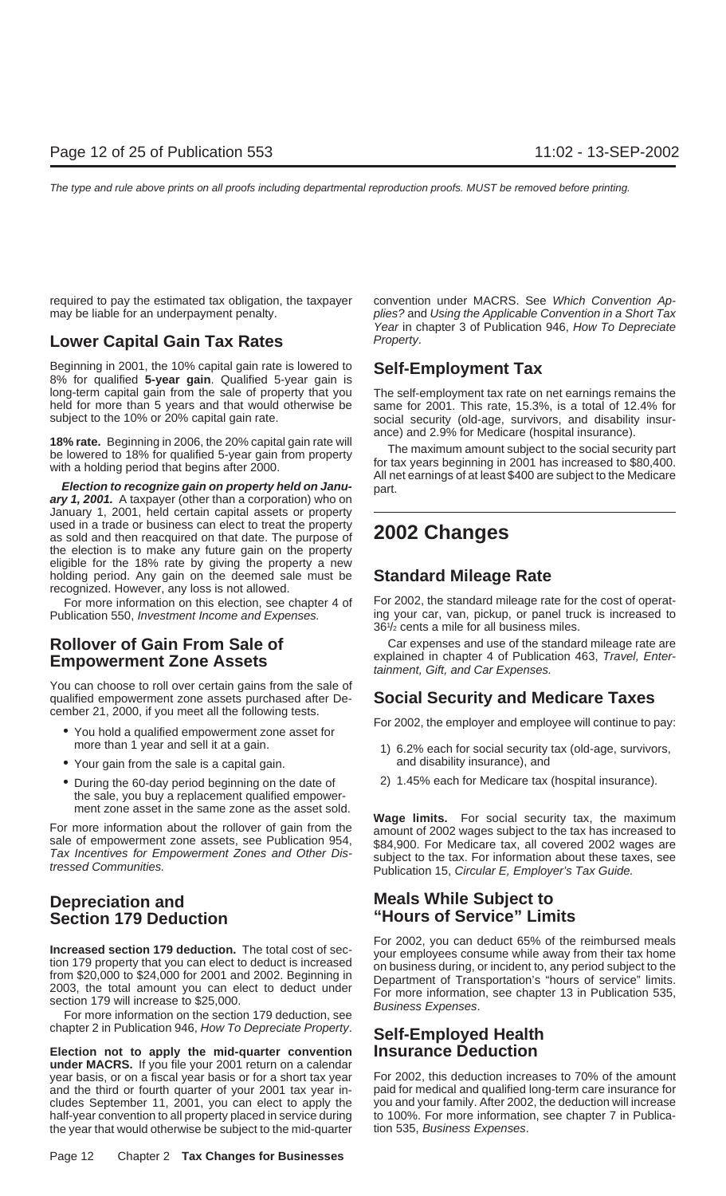required to pay the estimated tax obligation, the taxpayer may be liable for an underpayment penalty.

## Lower Capital Gain Tax Rates

Beginning in 2001, the 10% capital gain rate is lowered to 8% for qualified **5-year gain**. Qualified 5-year gain is long-term capital gain from the sale of property that you held for more than 5 years and that would otherwise be subject to the 10% or 20% capital gain rate.

**18% rate.** Beginning in 2006, the 20% capital gain rate will be lowered to 18% for qualified 5-year gain from property with a holding period that begins after 2000.

***Election to recognize gain on property held on January 1, 2001.*** A taxpayer (other than a corporation) who on January 1, 2001, held certain capital assets or property used in a trade or business can elect to treat the property as sold and then reacquired on that date. The purpose of the election is to make any future gain on the property eligible for the 18% rate by giving the property a new holding period. Any gain on the deemed sale must be recognized. However, any loss is not allowed.

For more information on this election, see chapter 4 of Publication 550, *Investment Income and Expenses.*

## Rollover of Gain From Sale of Empowerment Zone Assets

You can choose to roll over certain gains from the sale of qualified empowerment zone assets purchased after December 21, 2000, if you meet all the following tests.

- You hold a qualified empowerment zone asset for more than 1 year and sell it at a gain.
- Your gain from the sale is a capital gain.
- During the 60-day period beginning on the date of the sale, you buy a replacement qualified empowerment zone asset in the same zone as the asset sold.

For more information about the rollover of gain from the sale of empowerment zone assets, see Publication 954, *Tax Incentives for Empowerment Zones and Other Distressed Communities.*

## Depreciation and Section 179 Deduction

**Increased section 179 deduction.** The total cost of section 179 property that you can elect to deduct is increased from $20,000 to $24,000 for 2001 and 2002. Beginning in 2003, the total amount you can elect to deduct under section 179 will increase to $25,000.

For more information on the section 179 deduction, see chapter 2 in Publication 946, *How To Depreciate Property*.

**Election not to apply the mid-quarter convention under MACRS.** If you file your 2001 return on a calendar year basis, or on a fiscal year basis or for a short tax year and the third or fourth quarter of your 2001 tax year includes September 11, 2001, you can elect to apply the half-year convention to all property placed in service during the year that would otherwise be subject to the mid-quarter convention under MACRS. See *Which Convention Applies?* and *Using the Applicable Convention in a Short Tax Year* in chapter 3 of Publication 946, *How To Depreciate Property*.

## Self-Employment Tax

The self-employment tax rate on net earnings remains the same for 2001. This rate, 15.3%, is a total of 12.4% for social security (old-age, survivors, and disability insurance) and 2.9% for Medicare (hospital insurance).

The maximum amount subject to the social security part for tax years beginning in 2001 has increased to $80,400. All net earnings of at least $400 are subject to the Medicare part.

# 2002 Changes

## Standard Mileage Rate

For 2002, the standard mileage rate for the cost of operating your car, van, pickup, or panel truck is increased to 36½ cents a mile for all business miles.

Car expenses and use of the standard mileage rate are explained in chapter 4 of Publication 463, *Travel, Entertainment, Gift, and Car Expenses.*

## Social Security and Medicare Taxes

For 2002, the employer and employee will continue to pay:

1) 6.2% each for social security tax (old-age, survivors, and disability insurance), and
2) 1.45% each for Medicare tax (hospital insurance).

**Wage limits.** For social security tax, the maximum amount of 2002 wages subject to the tax has increased to $84,900. For Medicare tax, all covered 2002 wages are subject to the tax. For information about these taxes, see Publication 15, *Circular E, Employer's Tax Guide.*

## Meals While Subject to "Hours of Service" Limits

For 2002, you can deduct 65% of the reimbursed meals your employees consume while away from their tax home on business during, or incident to, any period subject to the Department of Transportation's "hours of service" limits. For more information, see chapter 13 in Publication 535, *Business Expenses*.

## Self-Employed Health Insurance Deduction

For 2002, this deduction increases to 70% of the amount paid for medical and qualified long-term care insurance for you and your family. After 2002, the deduction will increase to 100%. For more information, see chapter 7 in Publication 535, *Business Expenses*.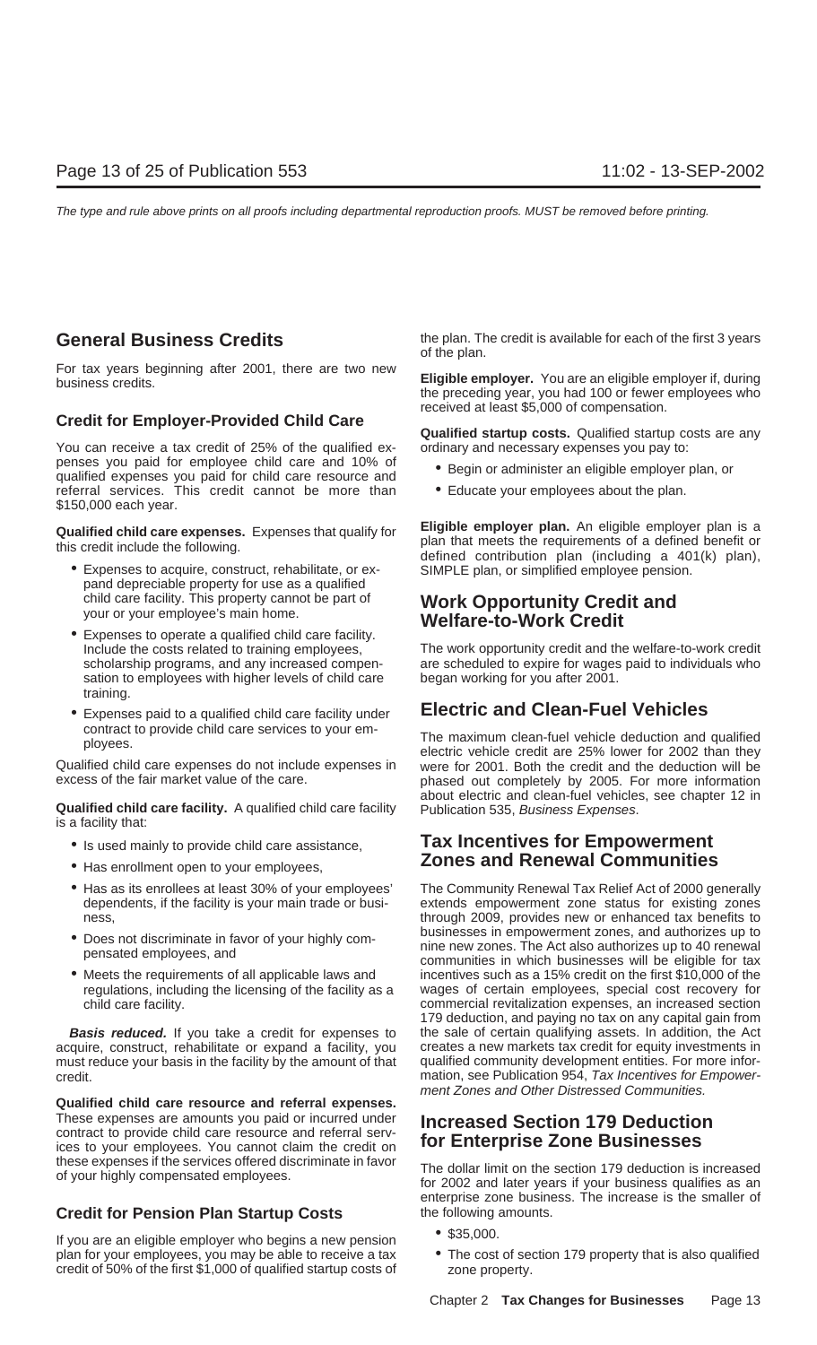## General Business Credits

For tax years beginning after 2001, there are two new business credits.

### Credit for Employer-Provided Child Care

You can receive a tax credit of 25% of the qualified expenses you paid for employee child care and 10% of qualified expenses you paid for child care resource and referral services. This credit cannot be more than $150,000 each year.

**Qualified child care expenses.** Expenses that qualify for this credit include the following.

- Expenses to acquire, construct, rehabilitate, or expand depreciable property for use as a qualified child care facility. This property cannot be part of your or your employee's main home.
- Expenses to operate a qualified child care facility. Include the costs related to training employees, scholarship programs, and any increased compensation to employees with higher levels of child care training.
- Expenses paid to a qualified child care facility under contract to provide child care services to your employees.

Qualified child care expenses do not include expenses in excess of the fair market value of the care.

**Qualified child care facility.** A qualified child care facility is a facility that:

- Is used mainly to provide child care assistance,
- Has enrollment open to your employees,
- Has as its enrollees at least 30% of your employees' dependents, if the facility is your main trade or business,
- Does not discriminate in favor of your highly compensated employees, and
- Meets the requirements of all applicable laws and regulations, including the licensing of the facility as a child care facility.

***Basis reduced.*** If you take a credit for expenses to acquire, construct, rehabilitate or expand a facility, you must reduce your basis in the facility by the amount of that credit.

**Qualified child care resource and referral expenses.** These expenses are amounts you paid or incurred under contract to provide child care resource and referral services to your employees. You cannot claim the credit on these expenses if the services offered discriminate in favor of your highly compensated employees.

### Credit for Pension Plan Startup Costs

If you are an eligible employer who begins a new pension plan for your employees, you may be able to receive a tax credit of 50% of the first $1,000 of qualified startup costs of the plan. The credit is available for each of the first 3 years of the plan.

**Eligible employer.** You are an eligible employer if, during the preceding year, you had 100 or fewer employees who received at least $5,000 of compensation.

**Qualified startup costs.** Qualified startup costs are any ordinary and necessary expenses you pay to:

- Begin or administer an eligible employer plan, or
- Educate your employees about the plan.

**Eligible employer plan.** An eligible employer plan is a plan that meets the requirements of a defined benefit or defined contribution plan (including a 401(k) plan), SIMPLE plan, or simplified employee pension.

## Work Opportunity Credit and Welfare-to-Work Credit

The work opportunity credit and the welfare-to-work credit are scheduled to expire for wages paid to individuals who began working for you after 2001.

## Electric and Clean-Fuel Vehicles

The maximum clean-fuel vehicle deduction and qualified electric vehicle credit are 25% lower for 2002 than they were for 2001. Both the credit and the deduction will be phased out completely by 2005. For more information about electric and clean-fuel vehicles, see chapter 12 in Publication 535, *Business Expenses*.

## Tax Incentives for Empowerment Zones and Renewal Communities

The Community Renewal Tax Relief Act of 2000 generally extends empowerment zone status for existing zones through 2009, provides new or enhanced tax benefits to businesses in empowerment zones, and authorizes up to nine new zones. The Act also authorizes up to 40 renewal communities in which businesses will be eligible for tax incentives such as a 15% credit on the first $10,000 of the wages of certain employees, special cost recovery for commercial revitalization expenses, an increased section 179 deduction, and paying no tax on any capital gain from the sale of certain qualifying assets. In addition, the Act creates a new markets tax credit for equity investments in qualified community development entities. For more information, see Publication 954, *Tax Incentives for Empowerment Zones and Other Distressed Communities.*

## Increased Section 179 Deduction for Enterprise Zone Businesses

The dollar limit on the section 179 deduction is increased for 2002 and later years if your business qualifies as an enterprise zone business. The increase is the smaller of the following amounts.

- $35,000.
- The cost of section 179 property that is also qualified zone property.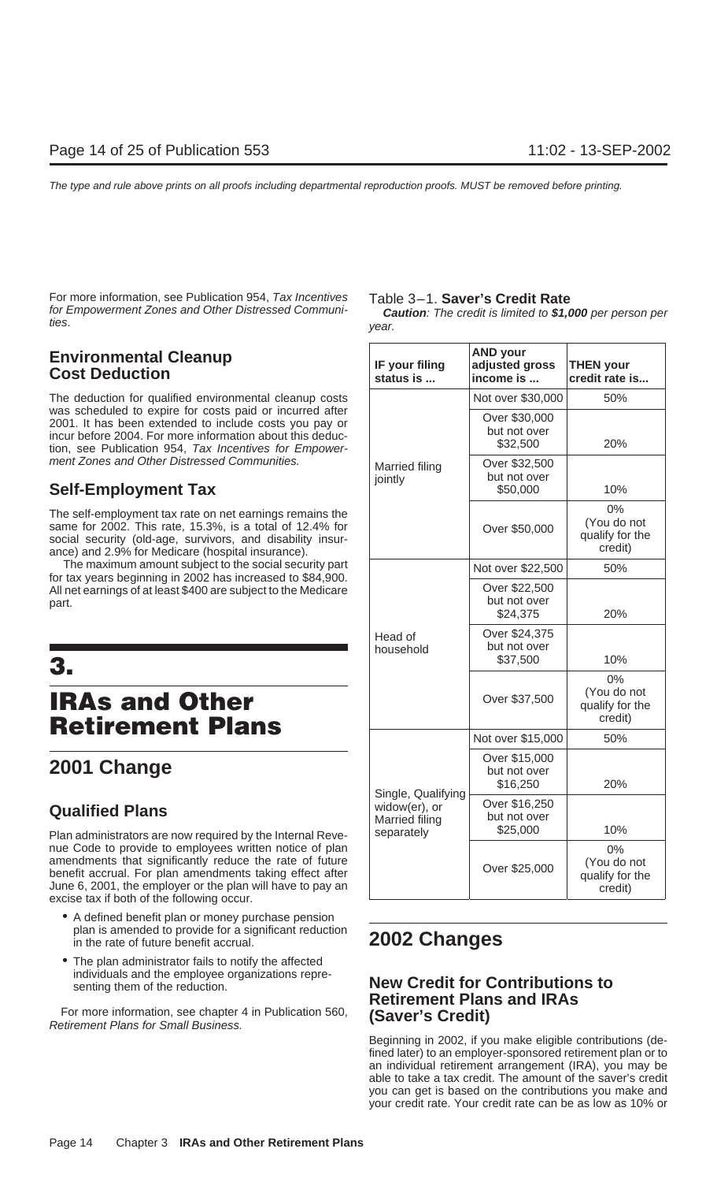For more information, see Publication 954, *Tax Incentives for Empowerment Zones and Other Distressed Communities*.

## Environmental Cleanup Cost Deduction

The deduction for qualified environmental cleanup costs was scheduled to expire for costs paid or incurred after 2001. It has been extended to include costs you pay or incur before 2004. For more information about this deduction, see Publication 954, *Tax Incentives for Empowerment Zones and Other Distressed Communities.*

## Self-Employment Tax

The self-employment tax rate on net earnings remains the same for 2002. This rate, 15.3%, is a total of 12.4% for social security (old-age, survivors, and disability insurance) and 2.9% for Medicare (hospital insurance).

The maximum amount subject to the social security part for tax years beginning in 2002 has increased to $84,900. All net earnings of at least $400 are subject to the Medicare part.

# 3. IRAs and Other Retirement Plans

## 2001 Change

### Qualified Plans

Plan administrators are now required by the Internal Revenue Code to provide to employees written notice of plan amendments that significantly reduce the rate of future benefit accrual. For plan amendments taking effect after June 6, 2001, the employer or the plan will have to pay an excise tax if both of the following occur.

- A defined benefit plan or money purchase pension plan is amended to provide for a significant reduction in the rate of future benefit accrual.
- The plan administrator fails to notify the affected individuals and the employee organizations representing them of the reduction.

For more information, see chapter 4 in Publication 560, *Retirement Plans for Small Business.*

Table 3–1. **Saver's Credit Rate**

***Caution****: The credit is limited to* ***$1,000*** *per person per year.*

| IF your filing status is ... | AND your adjusted gross income is ... | THEN your credit rate is... |
|---|---|---|
| Married filing jointly | Not over $30,000 | 50% |
| | Over $30,000 but not over $32,500 | 20% |
| | Over $32,500 but not over $50,000 | 10% |
| | Over $50,000 | 0% (You do not qualify for the credit) |
| Head of household | Not over $22,500 | 50% |
| | Over $22,500 but not over $24,375 | 20% |
| | Over $24,375 but not over $37,500 | 10% |
| | Over $37,500 | 0% (You do not qualify for the credit) |
| Single, Qualifying widow(er), or Married filing separately | Not over $15,000 | 50% |
| | Over $15,000 but not over $16,250 | 20% |
| | Over $16,250 but not over $25,000 | 10% |
| | Over $25,000 | 0% (You do not qualify for the credit) |

## 2002 Changes

### New Credit for Contributions to Retirement Plans and IRAs (Saver's Credit)

Beginning in 2002, if you make eligible contributions (defined later) to an employer-sponsored retirement plan or to an individual retirement arrangement (IRA), you may be able to take a tax credit. The amount of the saver's credit you can get is based on the contributions you make and your credit rate. Your credit rate can be as low as 10% or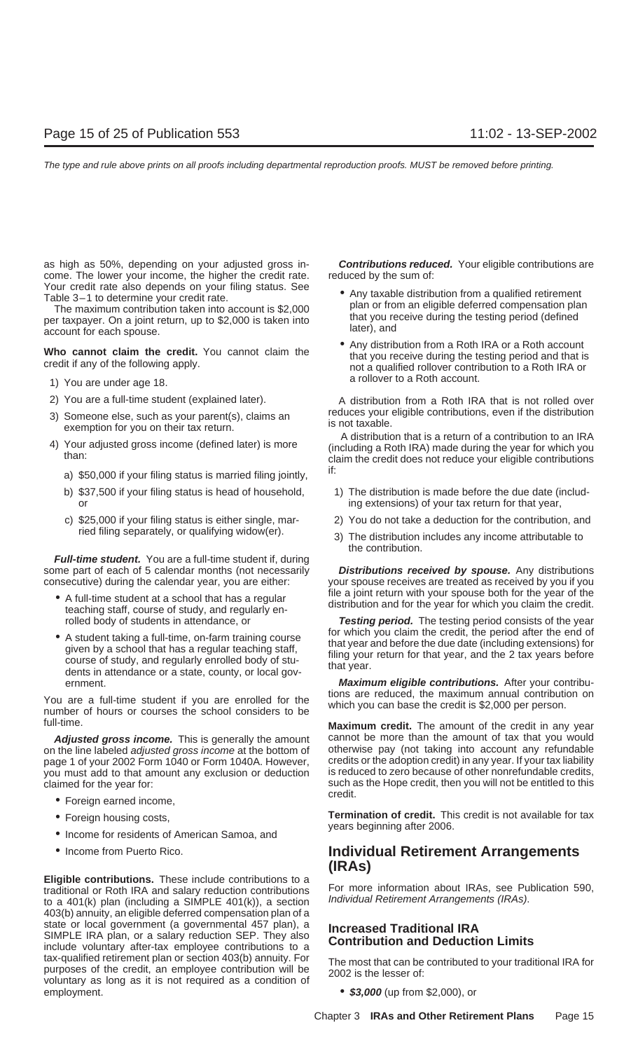as high as 50%, depending on your adjusted gross income. The lower your income, the higher the credit rate. Your credit rate also depends on your filing status. See Table 3–1 to determine your credit rate.

The maximum contribution taken into account is $2,000 per taxpayer. On a joint return, up to $2,000 is taken into account for each spouse.

**Who cannot claim the credit.** You cannot claim the credit if any of the following apply.

1) You are under age 18.
2) You are a full-time student (explained later).
3) Someone else, such as your parent(s), claims an exemption for you on their tax return.
4) Your adjusted gross income (defined later) is more than:
   a) $50,000 if your filing status is married filing jointly,
   b) $37,500 if your filing status is head of household, or
   c) $25,000 if your filing status is either single, married filing separately, or qualifying widow(er).

***Full-time student.*** You are a full-time student if, during some part of each of 5 calendar months (not necessarily consecutive) during the calendar year, you are either:

- A full-time student at a school that has a regular teaching staff, course of study, and regularly enrolled body of students in attendance, or
- A student taking a full-time, on-farm training course given by a school that has a regular teaching staff, course of study, and regularly enrolled body of students in attendance or a state, county, or local government.

You are a full-time student if you are enrolled for the number of hours or courses the school considers to be full-time.

***Adjusted gross income.*** This is generally the amount on the line labeled *adjusted gross income* at the bottom of page 1 of your 2002 Form 1040 or Form 1040A. However, you must add to that amount any exclusion or deduction claimed for the year for:

- Foreign earned income,
- Foreign housing costs,
- Income for residents of American Samoa, and
- Income from Puerto Rico.

**Eligible contributions.** These include contributions to a traditional or Roth IRA and salary reduction contributions to a 401(k) plan (including a SIMPLE 401(k)), a section 403(b) annuity, an eligible deferred compensation plan of a state or local government (a governmental 457 plan), a SIMPLE IRA plan, or a salary reduction SEP. They also include voluntary after-tax employee contributions to a tax-qualified retirement plan or section 403(b) annuity. For purposes of the credit, an employee contribution will be voluntary as long as it is not required as a condition of employment.

***Contributions reduced.*** Your eligible contributions are reduced by the sum of:

- Any taxable distribution from a qualified retirement plan or from an eligible deferred compensation plan that you receive during the testing period (defined later), and
- Any distribution from a Roth IRA or a Roth account that you receive during the testing period and that is not a qualified rollover contribution to a Roth IRA or a rollover to a Roth account.

A distribution from a Roth IRA that is not rolled over reduces your eligible contributions, even if the distribution is not taxable.

A distribution that is a return of a contribution to an IRA (including a Roth IRA) made during the year for which you claim the credit does not reduce your eligible contributions if:

1) The distribution is made before the due date (including extensions) of your tax return for that year,
2) You do not take a deduction for the contribution, and
3) The distribution includes any income attributable to the contribution.

***Distributions received by spouse.*** Any distributions your spouse receives are treated as received by you if you file a joint return with your spouse both for the year of the distribution and for the year for which you claim the credit.

***Testing period.*** The testing period consists of the year for which you claim the credit, the period after the end of that year and before the due date (including extensions) for filing your return for that year, and the 2 tax years before that year.

***Maximum eligible contributions.*** After your contributions are reduced, the maximum annual contribution on which you can base the credit is $2,000 per person.

**Maximum credit.** The amount of the credit in any year cannot be more than the amount of tax that you would otherwise pay (not taking into account any refundable credits or the adoption credit) in any year. If your tax liability is reduced to zero because of other nonrefundable credits, such as the Hope credit, then you will not be entitled to this credit.

**Termination of credit.** This credit is not available for tax years beginning after 2006.

## Individual Retirement Arrangements (IRAs)

For more information about IRAs, see Publication 590, *Individual Retirement Arrangements (IRAs)*.

### Increased Traditional IRA Contribution and Deduction Limits

The most that can be contributed to your traditional IRA for 2002 is the lesser of:

- ***$3,000*** (up from $2,000), or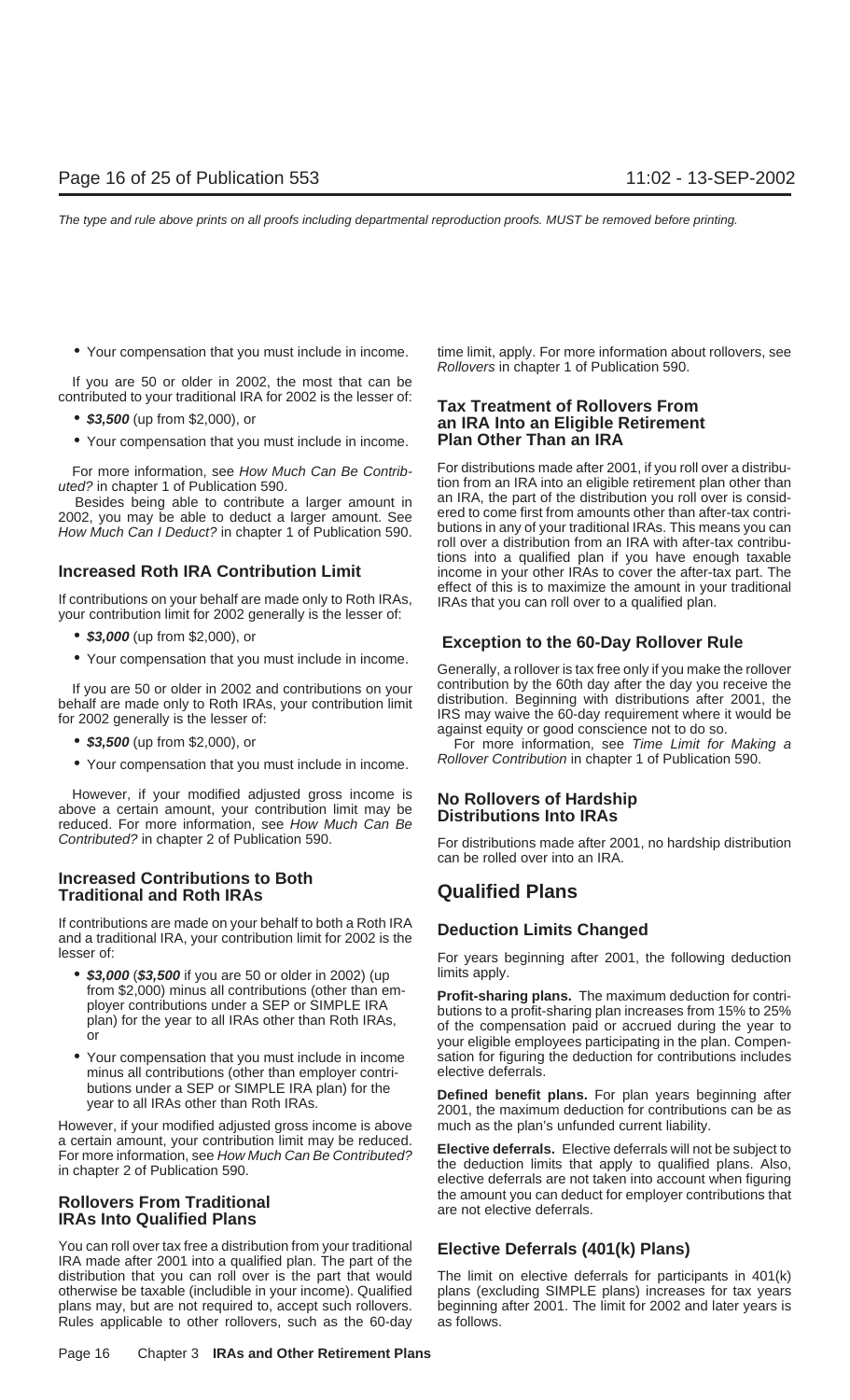- Your compensation that you must include in income.

If you are 50 or older in 2002, the most that can be contributed to your traditional IRA for 2002 is the lesser of:

- ***$3,500*** (up from $2,000), or
- Your compensation that you must include in income.

For more information, see *How Much Can Be Contributed?* in chapter 1 of Publication 590.

Besides being able to contribute a larger amount in 2002, you may be able to deduct a larger amount. See *How Much Can I Deduct?* in chapter 1 of Publication 590.

### Increased Roth IRA Contribution Limit

If contributions on your behalf are made only to Roth IRAs, your contribution limit for 2002 generally is the lesser of:

- ***$3,000*** (up from $2,000), or
- Your compensation that you must include in income.

If you are 50 or older in 2002 and contributions on your behalf are made only to Roth IRAs, your contribution limit for 2002 generally is the lesser of:

- ***$3,500*** (up from $2,000), or
- Your compensation that you must include in income.

However, if your modified adjusted gross income is above a certain amount, your contribution limit may be reduced. For more information, see *How Much Can Be Contributed?* in chapter 2 of Publication 590.

### Increased Contributions to Both Traditional and Roth IRAs

If contributions are made on your behalf to both a Roth IRA and a traditional IRA, your contribution limit for 2002 is the lesser of:

- ***$3,000*** (***$3,500*** if you are 50 or older in 2002) (up from $2,000) minus all contributions (other than employer contributions under a SEP or SIMPLE IRA plan) for the year to all IRAs other than Roth IRAs, or
- Your compensation that you must include in income minus all contributions (other than employer contributions under a SEP or SIMPLE IRA plan) for the year to all IRAs other than Roth IRAs.

However, if your modified adjusted gross income is above a certain amount, your contribution limit may be reduced. For more information, see *How Much Can Be Contributed?* in chapter 2 of Publication 590.

### Rollovers From Traditional IRAs Into Qualified Plans

You can roll over tax free a distribution from your traditional IRA made after 2001 into a qualified plan. The part of the distribution that you can roll over is the part that would otherwise be taxable (includible in your income). Qualified plans may, but are not required to, accept such rollovers. Rules applicable to other rollovers, such as the 60-day time limit, apply. For more information about rollovers, see *Rollovers* in chapter 1 of Publication 590.

### Tax Treatment of Rollovers From an IRA Into an Eligible Retirement Plan Other Than an IRA

For distributions made after 2001, if you roll over a distribution from an IRA into an eligible retirement plan other than an IRA, the part of the distribution you roll over is considered to come first from amounts other than after-tax contributions in any of your traditional IRAs. This means you can roll over a distribution from an IRA with after-tax contributions into a qualified plan if you have enough taxable income in your other IRAs to cover the after-tax part. The effect of this is to maximize the amount in your traditional IRAs that you can roll over to a qualified plan.

### Exception to the 60-Day Rollover Rule

Generally, a rollover is tax free only if you make the rollover contribution by the 60th day after the day you receive the distribution. Beginning with distributions after 2001, the IRS may waive the 60-day requirement where it would be against equity or good conscience not to do so.

For more information, see *Time Limit for Making a Rollover Contribution* in chapter 1 of Publication 590.

### No Rollovers of Hardship Distributions Into IRAs

For distributions made after 2001, no hardship distribution can be rolled over into an IRA.

## Qualified Plans

### Deduction Limits Changed

For years beginning after 2001, the following deduction limits apply.

**Profit-sharing plans.** The maximum deduction for contributions to a profit-sharing plan increases from 15% to 25% of the compensation paid or accrued during the year to your eligible employees participating in the plan. Compensation for figuring the deduction for contributions includes elective deferrals.

**Defined benefit plans.** For plan years beginning after 2001, the maximum deduction for contributions can be as much as the plan's unfunded current liability.

**Elective deferrals.** Elective deferrals will not be subject to the deduction limits that apply to qualified plans. Also, elective deferrals are not taken into account when figuring the amount you can deduct for employer contributions that are not elective deferrals.

### Elective Deferrals (401(k) Plans)

The limit on elective deferrals for participants in 401(k) plans (excluding SIMPLE plans) increases for tax years beginning after 2001. The limit for 2002 and later years is as follows.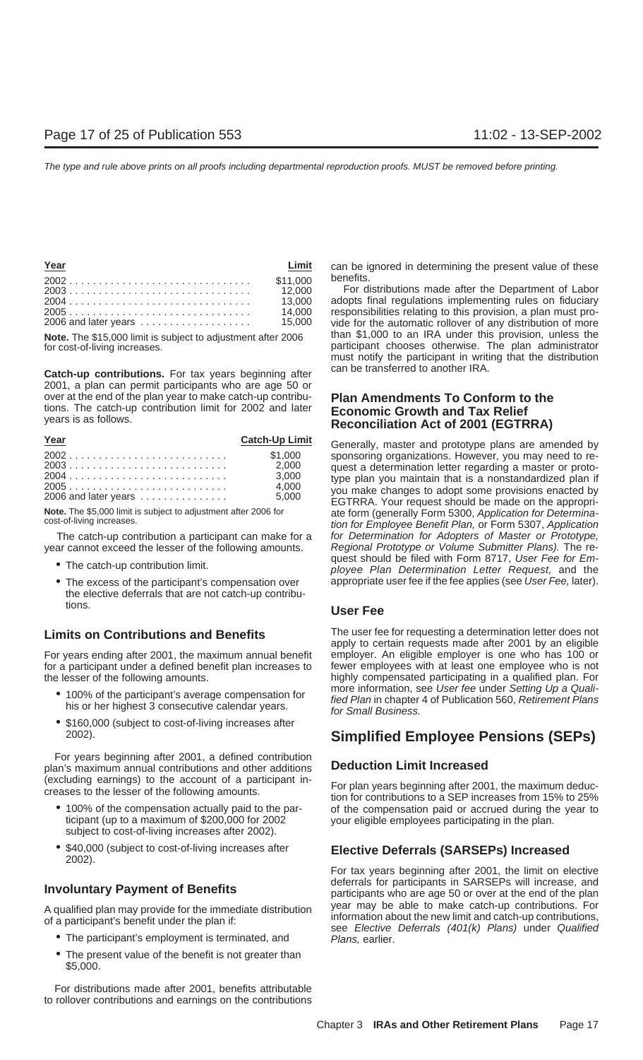| Year | Limit |
|---|---|
| 2002 | $11,000 |
| 2003 | 12,000 |
| 2004 | 13,000 |
| 2005 | 14,000 |
| 2006 and later years | 15,000 |

**Note.** The $15,000 limit is subject to adjustment after 2006 for cost-of-living increases.

**Catch-up contributions.** For tax years beginning after 2001, a plan can permit participants who are age 50 or over at the end of the plan year to make catch-up contributions. The catch-up contribution limit for 2002 and later years is as follows.

| Year | Catch-Up Limit |
|---|---|
| 2002 | $1,000 |
| 2003 | 2,000 |
| 2004 | 3,000 |
| 2005 | 4,000 |
| 2006 and later years | 5,000 |

**Note.** The $5,000 limit is subject to adjustment after 2006 for cost-of-living increases.

The catch-up contribution a participant can make for a year cannot exceed the lesser of the following amounts.

- The catch-up contribution limit.
- The excess of the participant's compensation over the elective deferrals that are not catch-up contributions.

## Limits on Contributions and Benefits

For years ending after 2001, the maximum annual benefit for a participant under a defined benefit plan increases to the lesser of the following amounts.

- 100% of the participant's average compensation for his or her highest 3 consecutive calendar years.
- $160,000 (subject to cost-of-living increases after 2002).

For years beginning after 2001, a defined contribution plan's maximum annual contributions and other additions (excluding earnings) to the account of a participant increases to the lesser of the following amounts.

- 100% of the compensation actually paid to the participant (up to a maximum of $200,000 for 2002 subject to cost-of-living increases after 2002).
- $40,000 (subject to cost-of-living increases after 2002).

## Involuntary Payment of Benefits

A qualified plan may provide for the immediate distribution of a participant's benefit under the plan if:

- The participant's employment is terminated, and
- The present value of the benefit is not greater than $5,000.

For distributions made after 2001, benefits attributable to rollover contributions and earnings on the contributions can be ignored in determining the present value of these benefits.

For distributions made after the Department of Labor adopts final regulations implementing rules on fiduciary responsibilities relating to this provision, a plan must provide for the automatic rollover of any distribution of more than $1,000 to an IRA under this provision, unless the participant chooses otherwise. The plan administrator must notify the participant in writing that the distribution can be transferred to another IRA.

## Plan Amendments To Conform to the Economic Growth and Tax Relief Reconciliation Act of 2001 (EGTRRA)

Generally, master and prototype plans are amended by sponsoring organizations. However, you may need to request a determination letter regarding a master or prototype plan you maintain that is a nonstandardized plan if you make changes to adopt some provisions enacted by EGTRRA. Your request should be made on the appropriate form (generally Form 5300, *Application for Determination for Employee Benefit Plan,* or Form 5307, *Application for Determination for Adopters of Master or Prototype, Regional Prototype or Volume Submitter Plans).* The request should be filed with Form 8717, *User Fee for Employee Plan Determination Letter Request,* and the appropriate user fee if the fee applies (see *User Fee,* later).

## User Fee

The user fee for requesting a determination letter does not apply to certain requests made after 2001 by an eligible employer. An eligible employer is one who has 100 or fewer employees with at least one employee who is not highly compensated participating in a qualified plan. For more information, see *User fee* under *Setting Up a Qualified Plan* in chapter 4 of Publication 560, *Retirement Plans for Small Business.*

# Simplified Employee Pensions (SEPs)

## Deduction Limit Increased

For plan years beginning after 2001, the maximum deduction for contributions to a SEP increases from 15% to 25% of the compensation paid or accrued during the year to your eligible employees participating in the plan.

## Elective Deferrals (SARSEPs) Increased

For tax years beginning after 2001, the limit on elective deferrals for participants in SARSEPs will increase, and participants who are age 50 or over at the end of the plan year may be able to make catch-up contributions. For information about the new limit and catch-up contributions, see *Elective Deferrals (401(k) Plans)* under *Qualified Plans,* earlier.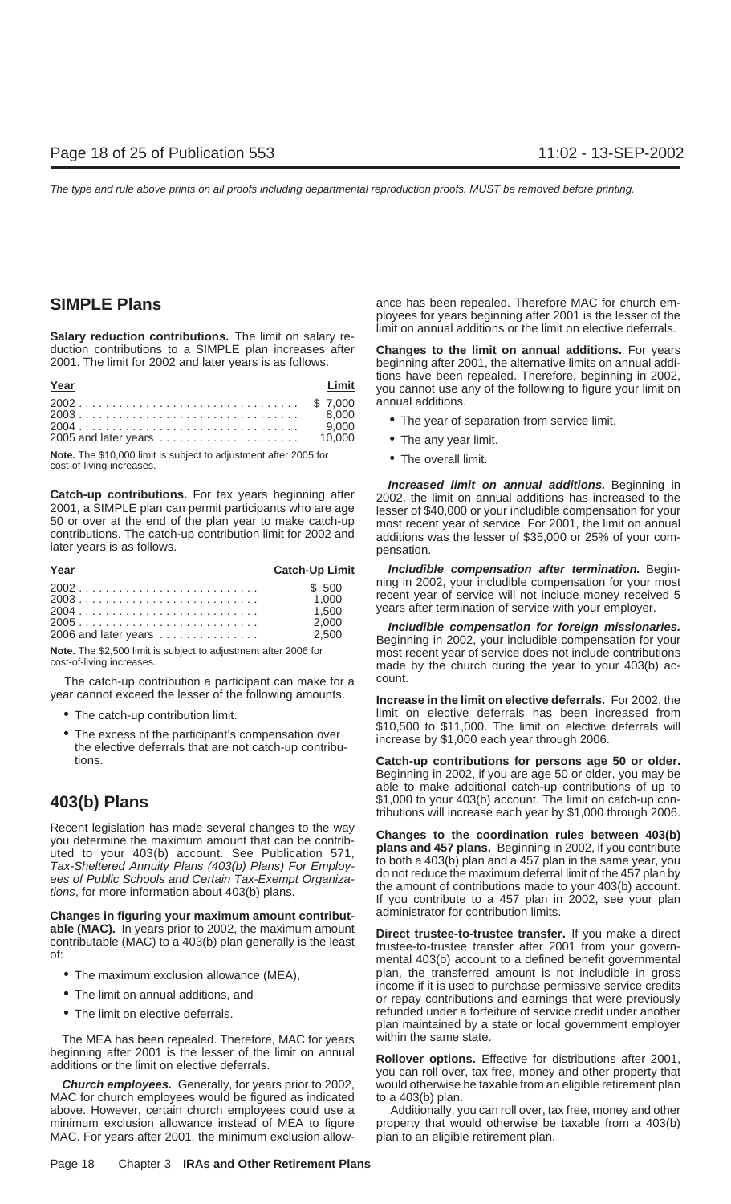## SIMPLE Plans

**Salary reduction contributions.** The limit on salary reduction contributions to a SIMPLE plan increases after 2001. The limit for 2002 and later years is as follows.

| Year | Limit |
|---|---|
| 2002 | $ 7,000 |
| 2003 | 8,000 |
| 2004 | 9,000 |
| 2005 and later years | 10,000 |

**Note.** The $10,000 limit is subject to adjustment after 2005 for cost-of-living increases.

**Catch-up contributions.** For tax years beginning after 2001, a SIMPLE plan can permit participants who are age 50 or over at the end of the plan year to make catch-up contributions. The catch-up contribution limit for 2002 and later years is as follows.

| Year | Catch-Up Limit |
|---|---|
| 2002 | $ 500 |
| 2003 | 1,000 |
| 2004 | 1,500 |
| 2005 | 2,000 |
| 2006 and later years | 2,500 |

**Note.** The $2,500 limit is subject to adjustment after 2006 for cost-of-living increases.

The catch-up contribution a participant can make for a year cannot exceed the lesser of the following amounts.

- The catch-up contribution limit.
- The excess of the participant's compensation over the elective deferrals that are not catch-up contributions.

## 403(b) Plans

Recent legislation has made several changes to the way you determine the maximum amount that can be contributed to your 403(b) account. See Publication 571, *Tax-Sheltered Annuity Plans (403(b) Plans) For Employees of Public Schools and Certain Tax-Exempt Organizations*, for more information about 403(b) plans.

**Changes in figuring your maximum amount contributable (MAC).** In years prior to 2002, the maximum amount contributable (MAC) to a 403(b) plan generally is the least of:

- The maximum exclusion allowance (MEA),
- The limit on annual additions, and
- The limit on elective deferrals.

The MEA has been repealed. Therefore, MAC for years beginning after 2001 is the lesser of the limit on annual additions or the limit on elective deferrals.

***Church employees.*** Generally, for years prior to 2002, MAC for church employees would be figured as indicated above. However, certain church employees could use a minimum exclusion allowance instead of MEA to figure MAC. For years after 2001, the minimum exclusion allowance has been repealed. Therefore MAC for church employees for years beginning after 2001 is the lesser of the limit on annual additions or the limit on elective deferrals.

**Changes to the limit on annual additions.** For years beginning after 2001, the alternative limits on annual additions have been repealed. Therefore, beginning in 2002, you cannot use any of the following to figure your limit on annual additions.

- The year of separation from service limit.
- The any year limit.
- The overall limit.

***Increased limit on annual additions.*** Beginning in 2002, the limit on annual additions has increased to the lesser of $40,000 or your includible compensation for your most recent year of service. For 2001, the limit on annual additions was the lesser of $35,000 or 25% of your compensation.

***Includible compensation after termination.*** Beginning in 2002, your includible compensation for your most recent year of service will not include money received 5 years after termination of service with your employer.

***Includible compensation for foreign missionaries.*** Beginning in 2002, your includible compensation for your most recent year of service does not include contributions made by the church during the year to your 403(b) account.

**Increase in the limit on elective deferrals.** For 2002, the limit on elective deferrals has been increased from $10,500 to $11,000. The limit on elective deferrals will increase by $1,000 each year through 2006.

**Catch-up contributions for persons age 50 or older.** Beginning in 2002, if you are age 50 or older, you may be able to make additional catch-up contributions of up to $1,000 to your 403(b) account. The limit on catch-up contributions will increase each year by $1,000 through 2006.

**Changes to the coordination rules between 403(b) plans and 457 plans.** Beginning in 2002, if you contribute to both a 403(b) plan and a 457 plan in the same year, you do not reduce the maximum deferral limit of the 457 plan by the amount of contributions made to your 403(b) account. If you contribute to a 457 plan in 2002, see your plan administrator for contribution limits.

**Direct trustee-to-trustee transfer.** If you make a direct trustee-to-trustee transfer after 2001 from your governmental 403(b) account to a defined benefit governmental plan, the transferred amount is not includible in gross income if it is used to purchase permissive service credits or repay contributions and earnings that were previously refunded under a forfeiture of service credit under another plan maintained by a state or local government employer within the same state.

**Rollover options.** Effective for distributions after 2001, you can roll over, tax free, money and other property that would otherwise be taxable from an eligible retirement plan to a 403(b) plan.

Additionally, you can roll over, tax free, money and other property that would otherwise be taxable from a 403(b) plan to an eligible retirement plan.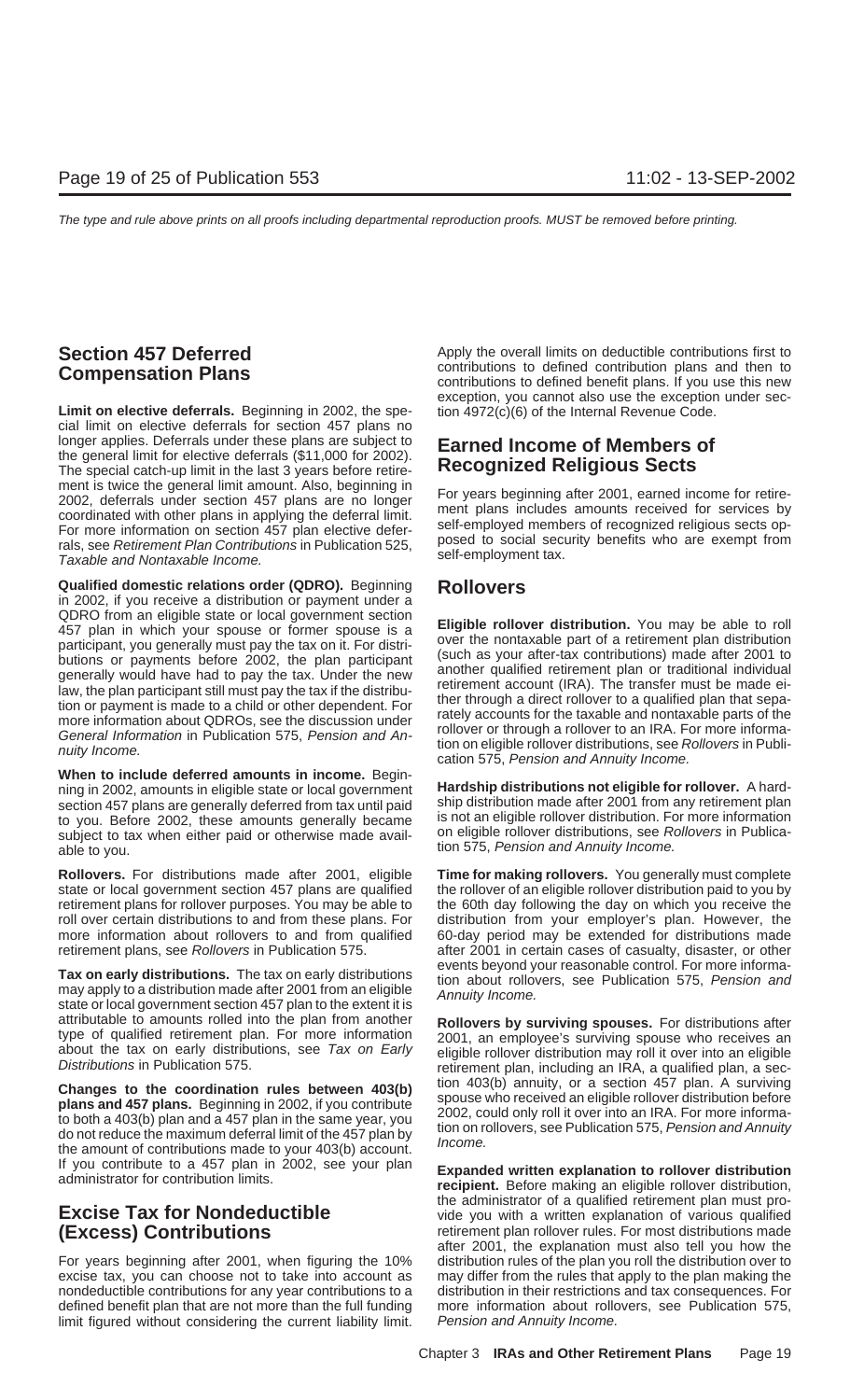## Section 457 Deferred Compensation Plans

**Limit on elective deferrals.** Beginning in 2002, the special limit on elective deferrals for section 457 plans no longer applies. Deferrals under these plans are subject to the general limit for elective deferrals ($11,000 for 2002). The special catch-up limit in the last 3 years before retirement is twice the general limit amount. Also, beginning in 2002, deferrals under section 457 plans are no longer coordinated with other plans in applying the deferral limit. For more information on section 457 plan elective deferrals, see *Retirement Plan Contributions* in Publication 525, *Taxable and Nontaxable Income.*

**Qualified domestic relations order (QDRO).** Beginning in 2002, if you receive a distribution or payment under a QDRO from an eligible state or local government section 457 plan in which your spouse or former spouse is a participant, you generally must pay the tax on it. For distributions or payments before 2002, the plan participant generally would have had to pay the tax. Under the new law, the plan participant still must pay the tax if the distribution or payment is made to a child or other dependent. For more information about QDROs, see the discussion under *General Information* in Publication 575, *Pension and Annuity Income.*

**When to include deferred amounts in income.** Beginning in 2002, amounts in eligible state or local government section 457 plans are generally deferred from tax until paid to you. Before 2002, these amounts generally became subject to tax when either paid or otherwise made available to you.

**Rollovers.** For distributions made after 2001, eligible state or local government section 457 plans are qualified retirement plans for rollover purposes. You may be able to roll over certain distributions to and from these plans. For more information about rollovers to and from qualified retirement plans, see *Rollovers* in Publication 575.

**Tax on early distributions.** The tax on early distributions may apply to a distribution made after 2001 from an eligible state or local government section 457 plan to the extent it is attributable to amounts rolled into the plan from another type of qualified retirement plan. For more information about the tax on early distributions, see *Tax on Early Distributions* in Publication 575.

**Changes to the coordination rules between 403(b) plans and 457 plans.** Beginning in 2002, if you contribute to both a 403(b) plan and a 457 plan in the same year, you do not reduce the maximum deferral limit of the 457 plan by the amount of contributions made to your 403(b) account. If you contribute to a 457 plan in 2002, see your plan administrator for contribution limits.

## Excise Tax for Nondeductible (Excess) Contributions

For years beginning after 2001, when figuring the 10% excise tax, you can choose not to take into account as nondeductible contributions for any year contributions to a defined benefit plan that are not more than the full funding limit figured without considering the current liability limit. Apply the overall limits on deductible contributions first to contributions to defined contribution plans and then to contributions to defined benefit plans. If you use this new exception, you cannot also use the exception under section 4972(c)(6) of the Internal Revenue Code.

## Earned Income of Members of Recognized Religious Sects

For years beginning after 2001, earned income for retirement plans includes amounts received for services by self-employed members of recognized religious sects opposed to social security benefits who are exempt from self-employment tax.

## Rollovers

**Eligible rollover distribution.** You may be able to roll over the nontaxable part of a retirement plan distribution (such as your after-tax contributions) made after 2001 to another qualified retirement plan or traditional individual retirement account (IRA). The transfer must be made either through a direct rollover to a qualified plan that separately accounts for the taxable and nontaxable parts of the rollover or through a rollover to an IRA. For more information on eligible rollover distributions, see *Rollovers* in Publication 575, *Pension and Annuity Income.*

**Hardship distributions not eligible for rollover.** A hardship distribution made after 2001 from any retirement plan is not an eligible rollover distribution. For more information on eligible rollover distributions, see *Rollovers* in Publication 575, *Pension and Annuity Income.*

**Time for making rollovers.** You generally must complete the rollover of an eligible rollover distribution paid to you by the 60th day following the day on which you receive the distribution from your employer's plan. However, the 60-day period may be extended for distributions made after 2001 in certain cases of casualty, disaster, or other events beyond your reasonable control. For more information about rollovers, see Publication 575, *Pension and Annuity Income.*

**Rollovers by surviving spouses.** For distributions after 2001, an employee's surviving spouse who receives an eligible rollover distribution may roll it over into an eligible retirement plan, including an IRA, a qualified plan, a section 403(b) annuity, or a section 457 plan. A surviving spouse who received an eligible rollover distribution before 2002, could only roll it over into an IRA. For more information on rollovers, see Publication 575, *Pension and Annuity Income.*

**Expanded written explanation to rollover distribution recipient.** Before making an eligible rollover distribution, the administrator of a qualified retirement plan must provide you with a written explanation of various qualified retirement plan rollover rules. For most distributions made after 2001, the explanation must also tell you how the distribution rules of the plan you roll the distribution over to may differ from the rules that apply to the plan making the distribution in their restrictions and tax consequences. For more information about rollovers, see Publication 575, *Pension and Annuity Income.*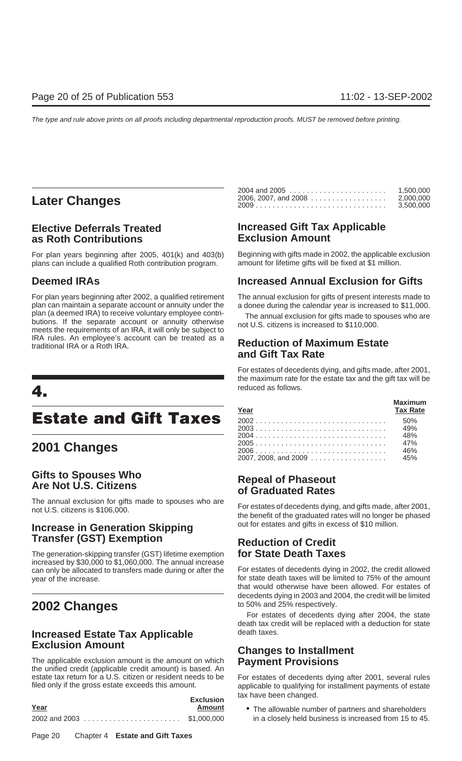## Later Changes

### Elective Deferrals Treated as Roth Contributions

For plan years beginning after 2005, 401(k) and 403(b) plans can include a qualified Roth contribution program.

### Deemed IRAs

For plan years beginning after 2002, a qualified retirement plan can maintain a separate account or annuity under the plan (a deemed IRA) to receive voluntary employee contributions. If the separate account or annuity otherwise meets the requirements of an IRA, it will only be subject to IRA rules. An employee's account can be treated as a traditional IRA or a Roth IRA.

# 4.

# Estate and Gift Taxes

## 2001 Changes

### Gifts to Spouses Who Are Not U.S. Citizens

The annual exclusion for gifts made to spouses who are not U.S. citizens is $106,000.

### Increase in Generation Skipping Transfer (GST) Exemption

The generation-skipping transfer (GST) lifetime exemption increased by $30,000 to $1,060,000. The annual increase can only be allocated to transfers made during or after the year of the increase.

## 2002 Changes

### Increased Estate Tax Applicable Exclusion Amount

The applicable exclusion amount is the amount on which the unified credit (applicable credit amount) is based. An estate tax return for a U.S. citizen or resident needs to be filed only if the gross estate exceeds this amount.

| Year | Exclusion Amount |
|---|---|
| 2002 and 2003 | $1,000,000 |
| 2004 and 2005 | 1,500,000 |
| 2006, 2007, and 2008 | 2,000,000 |
| 2009 | 3,500,000 |

### Increased Gift Tax Applicable Exclusion Amount

Beginning with gifts made in 2002, the applicable exclusion amount for lifetime gifts will be fixed at $1 million.

### Increased Annual Exclusion for Gifts

The annual exclusion for gifts of present interests made to a donee during the calendar year is increased to $11,000.

The annual exclusion for gifts made to spouses who are not U.S. citizens is increased to $110,000.

### Reduction of Maximum Estate and Gift Tax Rate

For estates of decedents dying, and gifts made, after 2001, the maximum rate for the estate tax and the gift tax will be reduced as follows.

| Year | Maximum Tax Rate |
|---|---|
| 2002 | 50% |
| 2003 | 49% |
| 2004 | 48% |
| 2005 | 47% |
| 2006 | 46% |
| 2007, 2008, and 2009 | 45% |

### Repeal of Phaseout of Graduated Rates

For estates of decedents dying, and gifts made, after 2001, the benefit of the graduated rates will no longer be phased out for estates and gifts in excess of $10 million.

### Reduction of Credit for State Death Taxes

For estates of decedents dying in 2002, the credit allowed for state death taxes will be limited to 75% of the amount that would otherwise have been allowed. For estates of decedents dying in 2003 and 2004, the credit will be limited to 50% and 25% respectively.

For estates of decedents dying after 2004, the state death tax credit will be replaced with a deduction for state death taxes.

### Changes to Installment Payment Provisions

For estates of decedents dying after 2001, several rules applicable to qualifying for installment payments of estate tax have been changed.

- The allowable number of partners and shareholders in a closely held business is increased from 15 to 45.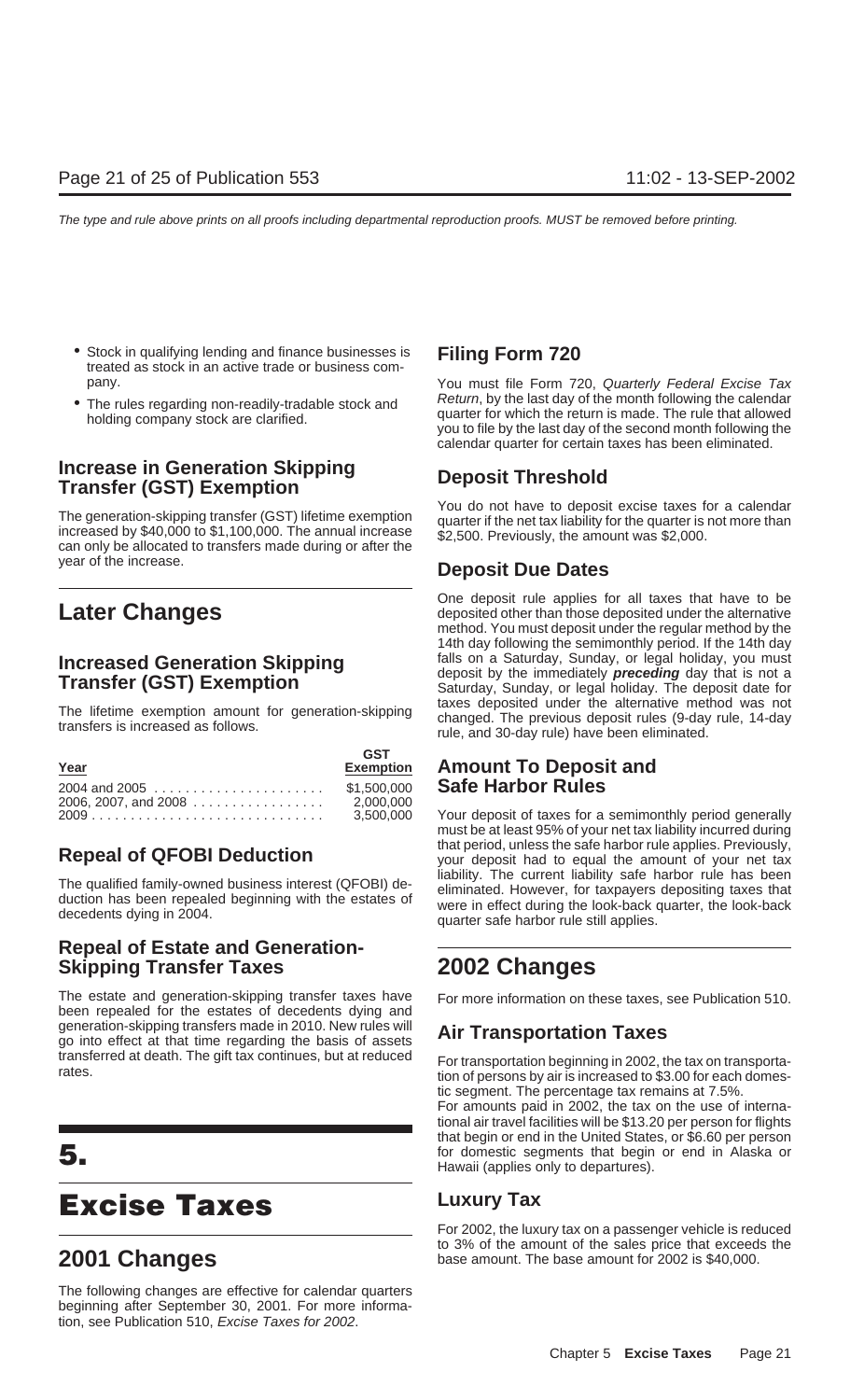- Stock in qualifying lending and finance businesses is treated as stock in an active trade or business company.
- The rules regarding non-readily-tradable stock and holding company stock are clarified.

### Increase in Generation Skipping Transfer (GST) Exemption

The generation-skipping transfer (GST) lifetime exemption increased by $40,000 to $1,100,000. The annual increase can only be allocated to transfers made during or after the year of the increase.

## Later Changes

### Increased Generation Skipping Transfer (GST) Exemption

The lifetime exemption amount for generation-skipping transfers is increased as follows.

| Year | GST Exemption |
|---|---|
| 2004 and 2005 | $1,500,000 |
| 2006, 2007, and 2008 | 2,000,000 |
| 2009 | 3,500,000 |

### Repeal of QFOBI Deduction

The qualified family-owned business interest (QFOBI) deduction has been repealed beginning with the estates of decedents dying in 2004.

### Repeal of Estate and Generation-Skipping Transfer Taxes

The estate and generation-skipping transfer taxes have been repealed for the estates of decedents dying and generation-skipping transfers made in 2010. New rules will go into effect at that time regarding the basis of assets transferred at death. The gift tax continues, but at reduced rates.

# 5. Excise Taxes

## 2001 Changes

The following changes are effective for calendar quarters beginning after September 30, 2001. For more information, see Publication 510, *Excise Taxes for 2002*.

### Filing Form 720

You must file Form 720, *Quarterly Federal Excise Tax Return*, by the last day of the month following the calendar quarter for which the return is made. The rule that allowed you to file by the last day of the second month following the calendar quarter for certain taxes has been eliminated.

### Deposit Threshold

You do not have to deposit excise taxes for a calendar quarter if the net tax liability for the quarter is not more than $2,500. Previously, the amount was $2,000.

### Deposit Due Dates

One deposit rule applies for all taxes that have to be deposited other than those deposited under the alternative method. You must deposit under the regular method by the 14th day following the semimonthly period. If the 14th day falls on a Saturday, Sunday, or legal holiday, you must deposit by the immediately ***preceding*** day that is not a Saturday, Sunday, or legal holiday. The deposit date for taxes deposited under the alternative method was not changed. The previous deposit rules (9-day rule, 14-day rule, and 30-day rule) have been eliminated.

### Amount To Deposit and Safe Harbor Rules

Your deposit of taxes for a semimonthly period generally must be at least 95% of your net tax liability incurred during that period, unless the safe harbor rule applies. Previously, your deposit had to equal the amount of your net tax liability. The current liability safe harbor rule has been eliminated. However, for taxpayers depositing taxes that were in effect during the look-back quarter, the look-back quarter safe harbor rule still applies.

## 2002 Changes

For more information on these taxes, see Publication 510.

### Air Transportation Taxes

For transportation beginning in 2002, the tax on transportation of persons by air is increased to $3.00 for each domestic segment. The percentage tax remains at 7.5%.

For amounts paid in 2002, the tax on the use of international air travel facilities will be $13.20 per person for flights that begin or end in the United States, or $6.60 per person for domestic segments that begin or end in Alaska or Hawaii (applies only to departures).

### Luxury Tax

For 2002, the luxury tax on a passenger vehicle is reduced to 3% of the amount of the sales price that exceeds the base amount. The base amount for 2002 is $40,000.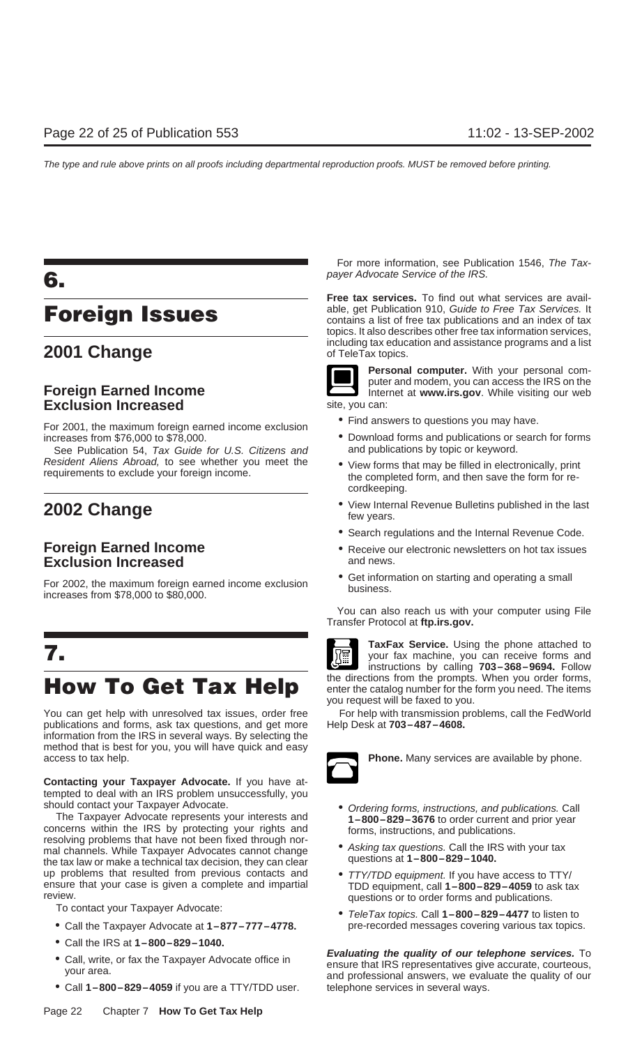# 6. Foreign Issues

## 2001 Change

### Foreign Earned Income Exclusion Increased

For 2001, the maximum foreign earned income exclusion increases from $76,000 to $78,000.

See Publication 54, *Tax Guide for U.S. Citizens and Resident Aliens Abroad,* to see whether you meet the requirements to exclude your foreign income.

## 2002 Change

### Foreign Earned Income Exclusion Increased

For 2002, the maximum foreign earned income exclusion increases from $78,000 to $80,000.

# 7. How To Get Tax Help

You can get help with unresolved tax issues, order free publications and forms, ask tax questions, and get more information from the IRS in several ways. By selecting the method that is best for you, you will have quick and easy access to tax help.

**Contacting your Taxpayer Advocate.** If you have attempted to deal with an IRS problem unsuccessfully, you should contact your Taxpayer Advocate.

The Taxpayer Advocate represents your interests and concerns within the IRS by protecting your rights and resolving problems that have not been fixed through normal channels. While Taxpayer Advocates cannot change the tax law or make a technical tax decision, they can clear up problems that resulted from previous contacts and ensure that your case is given a complete and impartial review.

To contact your Taxpayer Advocate:

- Call the Taxpayer Advocate at **1–877–777–4778.**
- Call the IRS at **1–800–829–1040.**
- Call, write, or fax the Taxpayer Advocate office in your area.
- Call **1–800–829–4059** if you are a TTY/TDD user.

For more information, see Publication 1546, *The Taxpayer Advocate Service of the IRS.*

**Free tax services.** To find out what services are available, get Publication 910, *Guide to Free Tax Services.* It contains a list of free tax publications and an index of tax topics. It also describes other free tax information services, including tax education and assistance programs and a list of TeleTax topics.

**Personal computer.** With your personal computer and modem, you can access the IRS on the Internet at **www.irs.gov**. While visiting our web site, you can:

- Find answers to questions you may have.
- Download forms and publications or search for forms and publications by topic or keyword.
- View forms that may be filled in electronically, print the completed form, and then save the form for recordkeeping.
- View Internal Revenue Bulletins published in the last few years.
- Search regulations and the Internal Revenue Code.
- Receive our electronic newsletters on hot tax issues and news.
- Get information on starting and operating a small business.

You can also reach us with your computer using File Transfer Protocol at **ftp.irs.gov.**

**TaxFax Service.** Using the phone attached to your fax machine, you can receive forms and instructions by calling **703–368–9694.** Follow the directions from the prompts. When you order forms, enter the catalog number for the form you need. The items you request will be faxed to you.

For help with transmission problems, call the FedWorld Help Desk at **703–487–4608.**

**Phone.** Many services are available by phone.

- *Ordering forms, instructions, and publications.* Call **1–800–829–3676** to order current and prior year forms, instructions, and publications.
- *Asking tax questions.* Call the IRS with your tax questions at **1–800–829–1040.**
- *TTY/TDD equipment.* If you have access to TTY/TDD equipment, call **1–800–829–4059** to ask tax questions or to order forms and publications.
- *TeleTax topics.* Call **1–800–829–4477** to listen to pre-recorded messages covering various tax topics.

***Evaluating the quality of our telephone services.*** To ensure that IRS representatives give accurate, courteous, and professional answers, we evaluate the quality of our telephone services in several ways.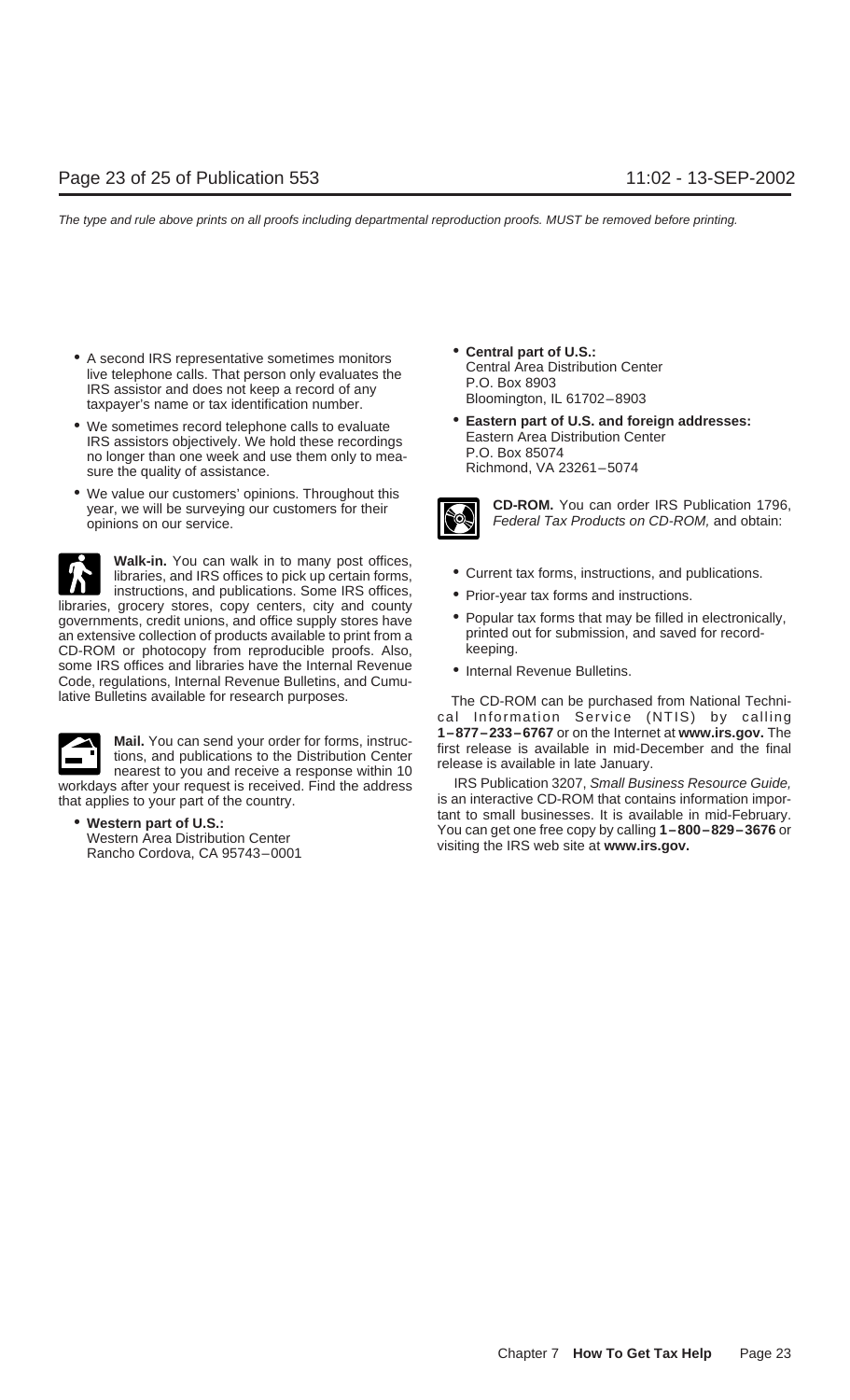- A second IRS representative sometimes monitors live telephone calls. That person only evaluates the IRS assistor and does not keep a record of any taxpayer's name or tax identification number.
- We sometimes record telephone calls to evaluate IRS assistors objectively. We hold these recordings no longer than one week and use them only to measure the quality of assistance.
- We value our customers' opinions. Throughout this year, we will be surveying our customers for their opinions on our service.

**Walk-in.** You can walk in to many post offices, libraries, and IRS offices to pick up certain forms, instructions, and publications. Some IRS offices, libraries, grocery stores, copy centers, city and county governments, credit unions, and office supply stores have an extensive collection of products available to print from a CD-ROM or photocopy from reproducible proofs. Also, some IRS offices and libraries have the Internal Revenue Code, regulations, Internal Revenue Bulletins, and Cumulative Bulletins available for research purposes.

**Mail.** You can send your order for forms, instructions, and publications to the Distribution Center nearest to you and receive a response within 10 workdays after your request is received. Find the address that applies to your part of the country.

- **Western part of U.S.:**
  Western Area Distribution Center
  Rancho Cordova, CA 95743–0001
- **Central part of U.S.:**
  Central Area Distribution Center
  P.O. Box 8903
  Bloomington, IL 61702–8903
- **Eastern part of U.S. and foreign addresses:**
  Eastern Area Distribution Center
  P.O. Box 85074
  Richmond, VA 23261–5074

**CD-ROM.** You can order IRS Publication 1796, *Federal Tax Products on CD-ROM,* and obtain:

- Current tax forms, instructions, and publications.
- Prior-year tax forms and instructions.
- Popular tax forms that may be filled in electronically, printed out for submission, and saved for recordkeeping.
- Internal Revenue Bulletins.

The CD-ROM can be purchased from National Technical Information Service (NTIS) by calling **1–877–233–6767** or on the Internet at **www.irs.gov.** The first release is available in mid-December and the final release is available in late January.

IRS Publication 3207, *Small Business Resource Guide,* is an interactive CD-ROM that contains information important to small businesses. It is available in mid-February. You can get one free copy by calling **1–800–829–3676** or visiting the IRS web site at **www.irs.gov.**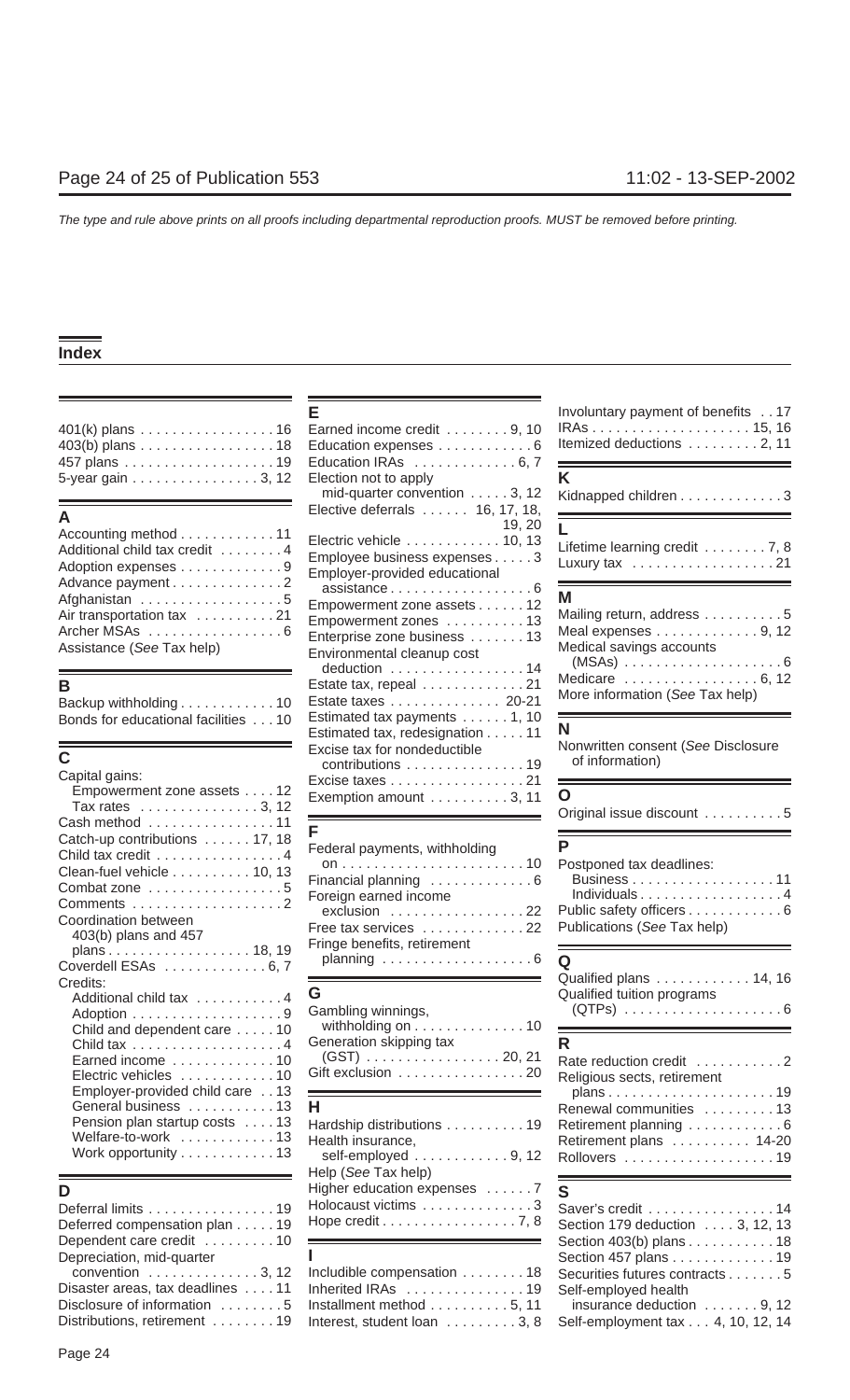The type and rule above prints on all proofs including departmental reproduction proofs. MUST be removed before printing.

# Index

401(k) plans . . . . . . . . . . . . . . . . . 16
403(b) plans . . . . . . . . . . . . . . . . . 18
457 plans . . . . . . . . . . . . . . . . . . . 19
5-year gain . . . . . . . . . . . . . . . . 3, 12

## A

Accounting method . . . . . . . . . . . . 11
Additional child tax credit . . . . . . . . 4
Adoption expenses . . . . . . . . . . . . . 9
Advance payment . . . . . . . . . . . . . . 2
Afghanistan . . . . . . . . . . . . . . . . . . 5
Air transportation tax . . . . . . . . . . 21
Archer MSAs . . . . . . . . . . . . . . . . . 6
Assistance (*See* Tax help)

## B

Backup withholding . . . . . . . . . . . . 10
Bonds for educational facilities . . . 10

## C

Capital gains:
- Empowerment zone assets . . . . 12
- Tax rates . . . . . . . . . . . . . . . 3, 12

Cash method . . . . . . . . . . . . . . . . 11
Catch-up contributions . . . . . . 17, 18
Child tax credit . . . . . . . . . . . . . . . . 4
Clean-fuel vehicle . . . . . . . . . . 10, 13
Combat zone . . . . . . . . . . . . . . . . . 5
Comments . . . . . . . . . . . . . . . . . . . 2
Coordination between 403(b) plans and 457 plans . . . . . . . . . . . . . . . . . 18, 19
Coverdell ESAs . . . . . . . . . . . . . 6, 7
Credits:
- Additional child tax . . . . . . . . . . 4
- Adoption . . . . . . . . . . . . . . . . . . 9
- Child and dependent care . . . . . 10
- Child tax . . . . . . . . . . . . . . . . . . 4
- Earned income . . . . . . . . . . . . . 10
- Electric vehicles . . . . . . . . . . . . 10
- Employer-provided child care . . 13
- General business . . . . . . . . . . . 13
- Pension plan startup costs . . . . 13
- Welfare-to-work . . . . . . . . . . . . 13
- Work opportunity . . . . . . . . . . . 13

## D

Deferral limits . . . . . . . . . . . . . . . . 19
Deferred compensation plan . . . . . 19
Dependent care credit . . . . . . . . . 10
Depreciation, mid-quarter convention . . . . . . . . . . . . . 3, 12
Disaster areas, tax deadlines . . . . 11
Disclosure of information . . . . . . . . 5
Distributions, retirement . . . . . . . . 19

## E

Earned income credit . . . . . . . . 9, 10
Education expenses . . . . . . . . . . . . 6
Education IRAs . . . . . . . . . . . . . 6, 7
Election not to apply mid-quarter convention . . . . . 3, 12
Elective deferrals . . . . . . 16, 17, 18, 19, 20
Electric vehicle . . . . . . . . . . . . 10, 13
Employee business expenses . . . . . 3
Employer-provided educational assistance . . . . . . . . . . . . . . . . . 6
Empowerment zone assets . . . . . . 12
Empowerment zones . . . . . . . . . . 13
Enterprise zone business . . . . . . . 13
Environmental cleanup cost deduction . . . . . . . . . . . . . . . . 14
Estate tax, repeal . . . . . . . . . . . . . 21
Estate taxes . . . . . . . . . . . . . . 20-21
Estimated tax payments . . . . . . 1, 10
Estimated tax, redesignation . . . . . 11
Excise tax for nondeductible contributions . . . . . . . . . . . . . . 19
Excise taxes . . . . . . . . . . . . . . . . 21
Exemption amount . . . . . . . . . . 3, 11

## F

Federal payments, withholding on . . . . . . . . . . . . . . . . . . . . . 10
Financial planning . . . . . . . . . . . . . 6
Foreign earned income exclusion . . . . . . . . . . . . . . . . . 22
Free tax services . . . . . . . . . . . . . 22
Fringe benefits, retirement planning . . . . . . . . . . . . . . . . . . 6

## G

Gambling winnings, withholding on . . . . . . . . . . . . . . 10
Generation skipping tax (GST) . . . . . . . . . . . . . . . . . 20, 21
Gift exclusion . . . . . . . . . . . . . . . . 20

## H

Hardship distributions . . . . . . . . . . 19
Health insurance, self-employed . . . . . . . . . . . . 9, 12
Help (*See* Tax help)
Higher education expenses . . . . . . 7
Holocaust victims . . . . . . . . . . . . . 3
Hope credit . . . . . . . . . . . . . . . . 7, 8

## I

Includible compensation . . . . . . . . 18
Inherited IRAs . . . . . . . . . . . . . . . 19
Installment method . . . . . . . . . . 5, 11
Interest, student loan . . . . . . . . . 3, 8
Involuntary payment of benefits . . 17
IRAs . . . . . . . . . . . . . . . . . . . . 15, 16
Itemized deductions . . . . . . . . . 2, 11

## K

Kidnapped children . . . . . . . . . . . . 3

## L

Lifetime learning credit . . . . . . . . 7, 8
Luxury tax . . . . . . . . . . . . . . . . . . 21

## M

Mailing return, address . . . . . . . . . 5
Meal expenses . . . . . . . . . . . . . 9, 12
Medical savings accounts (MSAs) . . . . . . . . . . . . . . . . . . . 6
Medicare . . . . . . . . . . . . . . . . . 6, 12
More information (*See* Tax help)

## N

Nonwritten consent (*See* Disclosure of information)

## O

Original issue discount . . . . . . . . . . 5

## P

Postponed tax deadlines:
- Business . . . . . . . . . . . . . . . . . 11
- Individuals . . . . . . . . . . . . . . . . . 4

Public safety officers . . . . . . . . . . . 6
Publications (*See* Tax help)

## Q

Qualified plans . . . . . . . . . . . . 14, 16
Qualified tuition programs (QTPs) . . . . . . . . . . . . . . . . . . . 6

## R

Rate reduction credit . . . . . . . . . . . 2
Religious sects, retirement plans . . . . . . . . . . . . . . . . . . . 19
Renewal communities . . . . . . . . . 13
Retirement planning . . . . . . . . . . . 6
Retirement plans . . . . . . . . . . 14-20
Rollovers . . . . . . . . . . . . . . . . . . 19

## S

Saver's credit . . . . . . . . . . . . . . . 14
Section 179 deduction . . . . 3, 12, 13
Section 403(b) plans . . . . . . . . . . 18
Section 457 plans . . . . . . . . . . . . 19
Securities futures contracts . . . . . . 5
Self-employed health insurance deduction . . . . . . . 9, 12
Self-employment tax . . . 4, 10, 12, 14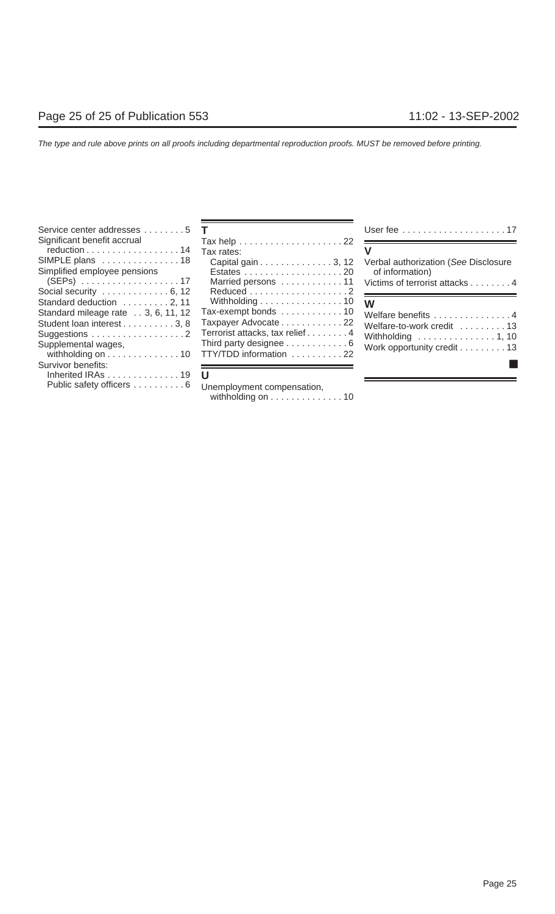Service center addresses . . . . . . . . 5
Significant benefit accrual reduction . . . . . . . . . . . . . . . . . . 14
SIMPLE plans . . . . . . . . . . . . . . . 18
Simplified employee pensions (SEPs) . . . . . . . . . . . . . . . . . . 17
Social security . . . . . . . . . . . . . 6, 12
Standard deduction . . . . . . . . . 2, 11
Standard mileage rate . . 3, 6, 11, 12
Student loan interest . . . . . . . . . . 3, 8
Suggestions . . . . . . . . . . . . . . . . . . 2
Supplemental wages, withholding on . . . . . . . . . . . . . . 10
Survivor benefits:
- Inherited IRAs . . . . . . . . . . . . . . 19
- Public safety officers . . . . . . . . . . 6

**T**

Tax help . . . . . . . . . . . . . . . . . . . . 22
Tax rates:
- Capital gain . . . . . . . . . . . . . . 3, 12
- Estates . . . . . . . . . . . . . . . . . . . 20
- Married persons . . . . . . . . . . . . 11
- Reduced . . . . . . . . . . . . . . . . . . . 2
- Withholding . . . . . . . . . . . . . . . . 10

Tax-exempt bonds . . . . . . . . . . . . 10
Taxpayer Advocate . . . . . . . . . . . . 22
Terrorist attacks, tax relief . . . . . . . . 4
Third party designee . . . . . . . . . . . . 6
TTY/TDD information . . . . . . . . . . 22

**U**

Unemployment compensation, withholding on . . . . . . . . . . . . . . 10
User fee . . . . . . . . . . . . . . . . . . . . 17

**V**

Verbal authorization (*See* Disclosure of information)
Victims of terrorist attacks . . . . . . . . 4

**W**

Welfare benefits . . . . . . . . . . . . . . . 4
Welfare-to-work credit . . . . . . . . . 13
Withholding . . . . . . . . . . . . . . . 1, 10
Work opportunity credit . . . . . . . . . 13

■